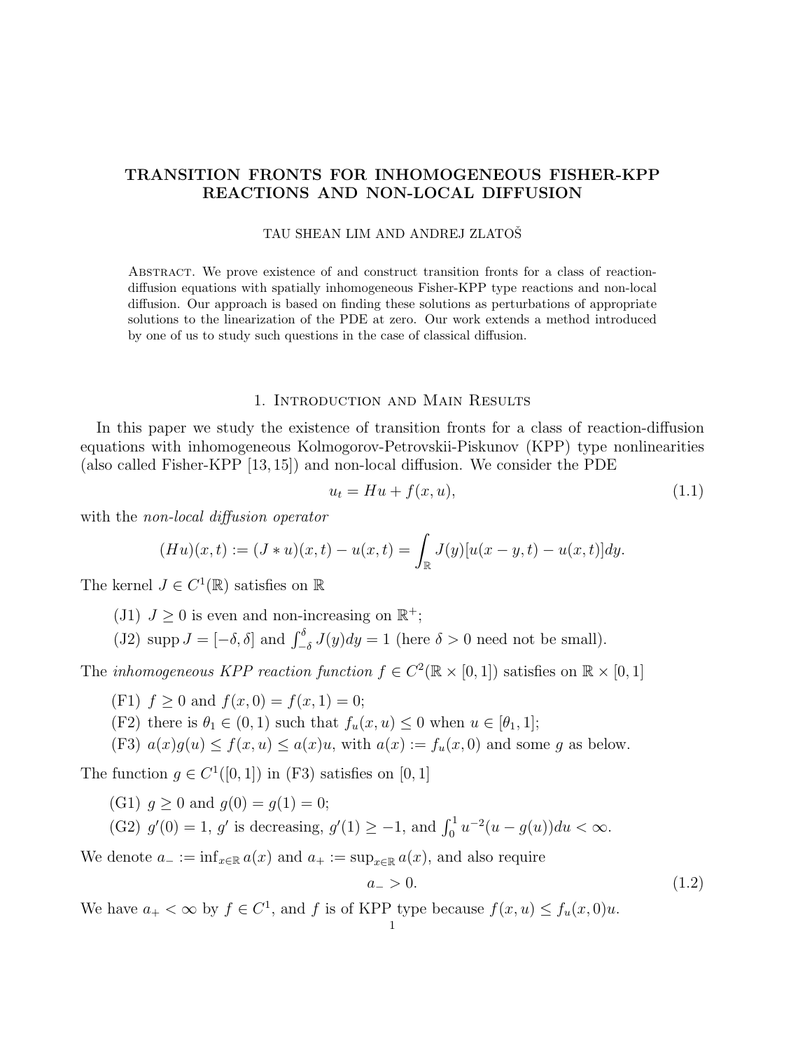# TRANSITION FRONTS FOR INHOMOGENEOUS FISHER-KPP REACTIONS AND NON-LOCAL DIFFUSION

TAU SHEAN LIM AND ANDREJ ZLATOŠ

ABSTRACT. We prove existence of and construct transition fronts for a class of reaction-diffusion equations with spatially inhomogeneous Fisher-KPP type reactions and non-local diffusion. Our approach is based on finding these solutions as perturbations of appropriate solutions to the linearization of the PDE at zero. Our work extends a method introduced by one of us to study such questions in the case of classical diffusion.

## 1. Introduction and Main Results

In this paper we study the existence of transition fronts for a class of reaction-diffusion equations with inhomogeneous Kolmogorov-Petrovskii-Piskunov (KPP) type nonlinearities (also called Fisher-KPP [13, 15]) and non-local diffusion. We consider the PDE

$$u_t = Hu + f(x,u), \tag{1.1}$$

with the *non-local diffusion operator*

$$(Hu)(x,t) := (J * u)(x,t) - u(x,t) = \int_{\mathbb{R}} J(y)[u(x-y,t) - u(x,t)]dy.$$

The kernel $J \in C^1(\mathbb{R})$ satisfies on $\mathbb{R}$

- (J1) $J \geq 0$ is even and non-increasing on $\mathbb{R}^+$;
- (J2) $\operatorname{supp} J = [-\delta, \delta]$ and $\int_{-\delta}^{\delta} J(y)dy = 1$ (here $\delta > 0$ need not be small).

The *inhomogeneous KPP reaction function* $f \in C^2(\mathbb{R} \times [0,1])$ satisfies on $\mathbb{R} \times [0,1]$

- (F1) $f \geq 0$ and $f(x,0) = f(x,1) = 0$;
- (F2) there is $\theta_1 \in (0,1)$ such that $f_u(x,u) \leq 0$ when $u \in [\theta_1, 1]$;
- (F3) $a(x)g(u) \leq f(x,u) \leq a(x)u$, with $a(x) := f_u(x,0)$ and some $g$ as below.

The function $g \in C^1([0,1])$ in (F3) satisfies on $[0,1]$

- (G1) $g \geq 0$ and $g(0) = g(1) = 0$;
- (G2) $g'(0) = 1$, $g'$ is decreasing, $g'(1) \geq -1$, and $\int_0^1 u^{-2}(u - g(u))du < \infty$.

We denote $a_- := \inf_{x \in \mathbb{R}} a(x)$ and $a_+ := \sup_{x \in \mathbb{R}} a(x)$, and also require

$$a_- > 0. \tag{1.2}$$

We have $a_+ < \infty$ by $f \in C^1$, and $f$ is of KPP type because $f(x,u) \leq f_u(x,0)u$.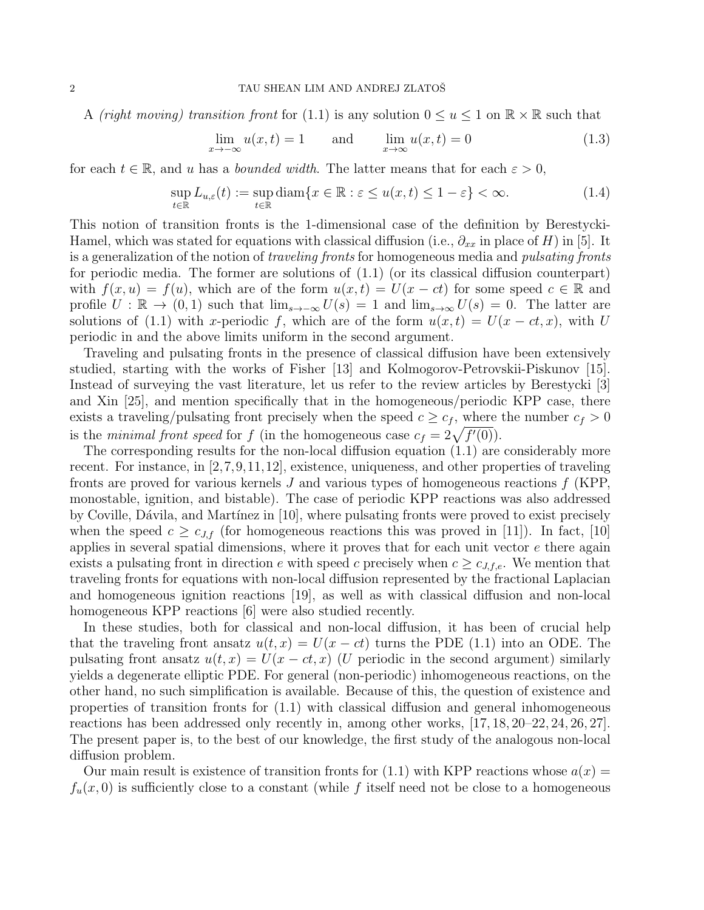A *(right moving) transition front* for (1.1) is any solution $0 \le u \le 1$ on $\mathbb{R} \times \mathbb{R}$ such that

$$\lim_{x\to -\infty} u(x,t) = 1 \qquad \text{and} \qquad \lim_{x\to \infty} u(x,t) = 0 \tag{1.3}$$

for each $t \in \mathbb{R}$, and $u$ has a *bounded width*. The latter means that for each $\varepsilon > 0$,

$$\sup_{t\in\mathbb{R}} L_{u,\varepsilon}(t) := \sup_{t\in\mathbb{R}} \operatorname{diam}\{x \in \mathbb{R} : \varepsilon \le u(x,t) \le 1-\varepsilon\} < \infty. \tag{1.4}$$

This notion of transition fronts is the 1-dimensional case of the definition by Berestycki-Hamel, which was stated for equations with classical diffusion (i.e., $\partial_{xx}$ in place of $H$) in [5]. It is a generalization of the notion of *traveling fronts* for homogeneous media and *pulsating fronts* for periodic media. The former are solutions of (1.1) (or its classical diffusion counterpart) with $f(x,u) = f(u)$, which are of the form $u(x,t) = U(x-ct)$ for some speed $c \in \mathbb{R}$ and profile $U : \mathbb{R} \to (0,1)$ such that $\lim_{s\to-\infty} U(s) = 1$ and $\lim_{s\to\infty} U(s) = 0$. The latter are solutions of (1.1) with $x$-periodic $f$, which are of the form $u(x,t) = U(x-ct, x)$, with $U$ periodic in and the above limits uniform in the second argument.

Traveling and pulsating fronts in the presence of classical diffusion have been extensively studied, starting with the works of Fisher [13] and Kolmogorov-Petrovskii-Piskunov [15]. Instead of surveying the vast literature, let us refer to the review articles by Berestycki [3] and Xin [25], and mention specifically that in the homogeneous/periodic KPP case, there exists a traveling/pulsating front precisely when the speed $c \ge c_f$, where the number $c_f > 0$ is the *minimal front speed* for $f$ (in the homogeneous case $c_f = 2\sqrt{f'(0)}$).

The corresponding results for the non-local diffusion equation (1.1) are considerably more recent. For instance, in [2,7,9,11,12], existence, uniqueness, and other properties of traveling fronts are proved for various kernels $J$ and various types of homogeneous reactions $f$ (KPP, monostable, ignition, and bistable). The case of periodic KPP reactions was also addressed by Coville, Dávila, and Martínez in [10], where pulsating fronts were proved to exist precisely when the speed $c \ge c_{J,f}$ (for homogeneous reactions this was proved in [11]). In fact, [10] applies in several spatial dimensions, where it proves that for each unit vector $e$ there again exists a pulsating front in direction $e$ with speed $c$ precisely when $c \ge c_{J,f,e}$. We mention that traveling fronts for equations with non-local diffusion represented by the fractional Laplacian and homogeneous ignition reactions [19], as well as with classical diffusion and non-local homogeneous KPP reactions [6] were also studied recently.

In these studies, both for classical and non-local diffusion, it has been of crucial help that the traveling front ansatz $u(t,x) = U(x-ct)$ turns the PDE (1.1) into an ODE. The pulsating front ansatz $u(t,x) = U(x-ct,x)$ ($U$ periodic in the second argument) similarly yields a degenerate elliptic PDE. For general (non-periodic) inhomogeneous reactions, on the other hand, no such simplification is available. Because of this, the question of existence and properties of transition fronts for (1.1) with classical diffusion and general inhomogeneous reactions has been addressed only recently in, among other works, [17,18,20–22,24,26,27]. The present paper is, to the best of our knowledge, the first study of the analogous non-local diffusion problem.

Our main result is existence of transition fronts for (1.1) with KPP reactions whose $a(x) = f_u(x,0)$ is sufficiently close to a constant (while $f$ itself need not be close to a homogeneous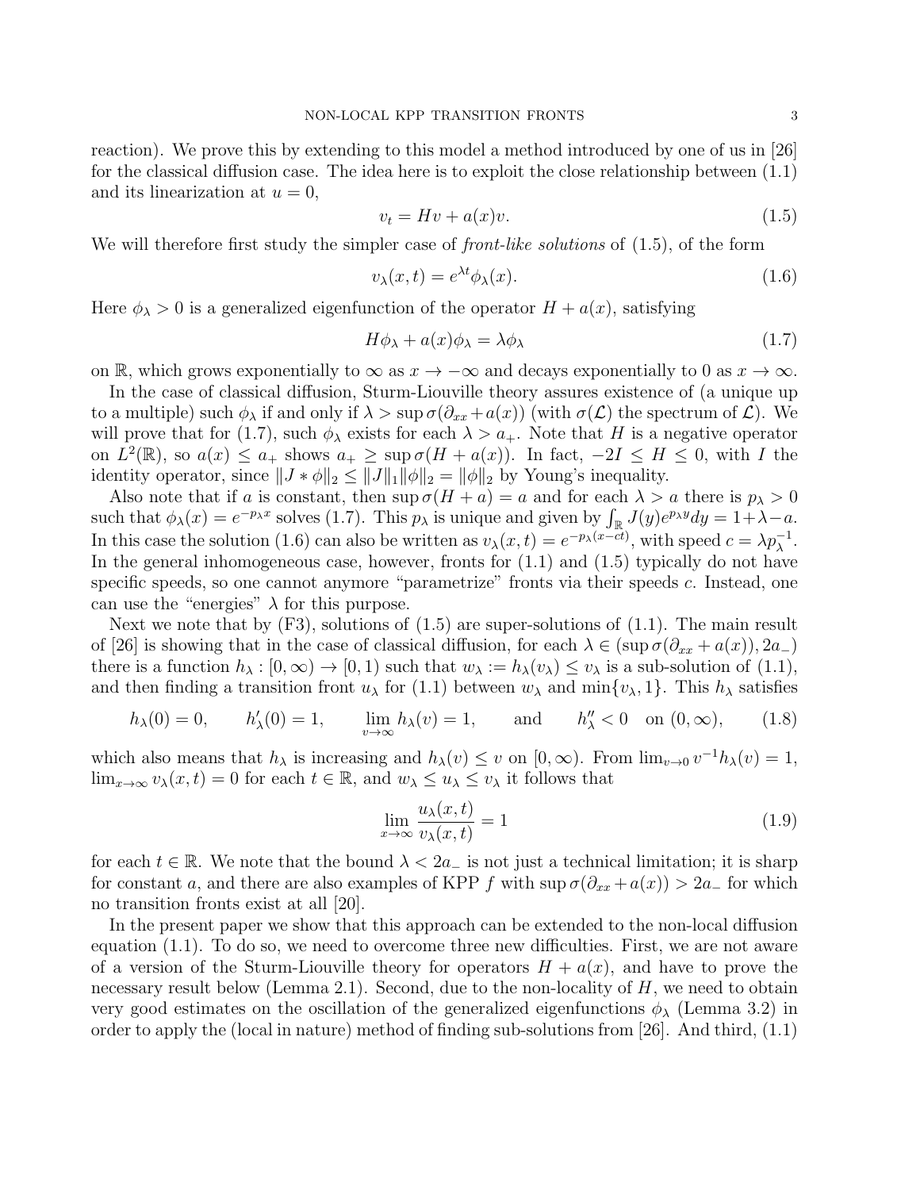reaction). We prove this by extending to this model a method introduced by one of us in [26] for the classical diffusion case. The idea here is to exploit the close relationship between (1.1) and its linearization at $u = 0$,

$$v_t = Hv + a(x)v. \tag{1.5}$$

We will therefore first study the simpler case of *front-like solutions* of (1.5), of the form

$$v_\lambda(x,t) = e^{\lambda t}\phi_\lambda(x). \tag{1.6}$$

Here $\phi_\lambda > 0$ is a generalized eigenfunction of the operator $H + a(x)$, satisfying

$$H\phi_\lambda + a(x)\phi_\lambda = \lambda\phi_\lambda \tag{1.7}$$

on $\mathbb{R}$, which grows exponentially to $\infty$ as $x \to -\infty$ and decays exponentially to 0 as $x \to \infty$.

In the case of classical diffusion, Sturm-Liouville theory assures existence of (a unique up to a multiple) such $\phi_\lambda$ if and only if $\lambda > \sup \sigma(\partial_{xx} + a(x))$ (with $\sigma(\mathcal{L})$ the spectrum of $\mathcal{L}$). We will prove that for (1.7), such $\phi_\lambda$ exists for each $\lambda > a_+$. Note that $H$ is a negative operator on $L^2(\mathbb{R})$, so $a(x) \le a_+$ shows $a_+ \ge \sup \sigma(H + a(x))$. In fact, $-2I \le H \le 0$, with $I$ the identity operator, since $\|J * \phi\|_2 \le \|J\|_1\|\phi\|_2 = \|\phi\|_2$ by Young's inequality.

Also note that if $a$ is constant, then $\sup \sigma(H + a) = a$ and for each $\lambda > a$ there is $p_\lambda > 0$ such that $\phi_\lambda(x) = e^{-p_\lambda x}$ solves (1.7). This $p_\lambda$ is unique and given by $\int_{\mathbb{R}} J(y)e^{p_\lambda y}dy = 1+\lambda-a$. In this case the solution (1.6) can also be written as $v_\lambda(x,t) = e^{-p_\lambda(x-ct)}$, with speed $c = \lambda p_\lambda^{-1}$. In the general inhomogeneous case, however, fronts for (1.1) and (1.5) typically do not have specific speeds, so one cannot anymore "parametrize" fronts via their speeds $c$. Instead, one can use the "energies" $\lambda$ for this purpose.

Next we note that by (F3), solutions of (1.5) are super-solutions of (1.1). The main result of [26] is showing that in the case of classical diffusion, for each $\lambda \in (\sup \sigma(\partial_{xx} + a(x)), 2a_-)$ there is a function $h_\lambda : [0,\infty) \to [0,1)$ such that $w_\lambda := h_\lambda(v_\lambda) \le v_\lambda$ is a sub-solution of (1.1), and then finding a transition front $u_\lambda$ for (1.1) between $w_\lambda$ and $\min\{v_\lambda, 1\}$. This $h_\lambda$ satisfies

$$h_\lambda(0) = 0, \qquad h'_\lambda(0) = 1, \qquad \lim_{v\to\infty} h_\lambda(v) = 1, \qquad \text{and} \qquad h''_\lambda < 0 \quad \text{on } (0,\infty), \tag{1.8}$$

which also means that $h_\lambda$ is increasing and $h_\lambda(v) \le v$ on $[0,\infty)$. From $\lim_{v\to 0} v^{-1}h_\lambda(v) = 1$, $\lim_{x\to\infty} v_\lambda(x,t) = 0$ for each $t \in \mathbb{R}$, and $w_\lambda \le u_\lambda \le v_\lambda$ it follows that

$$\lim_{x\to\infty} \frac{u_\lambda(x,t)}{v_\lambda(x,t)} = 1 \tag{1.9}$$

for each $t \in \mathbb{R}$. We note that the bound $\lambda < 2a_-$ is not just a technical limitation; it is sharp for constant $a$, and there are also examples of KPP $f$ with $\sup \sigma(\partial_{xx} + a(x)) > 2a_-$ for which no transition fronts exist at all [20].

In the present paper we show that this approach can be extended to the non-local diffusion equation (1.1). To do so, we need to overcome three new difficulties. First, we are not aware of a version of the Sturm-Liouville theory for operators $H + a(x)$, and have to prove the necessary result below (Lemma 2.1). Second, due to the non-locality of $H$, we need to obtain very good estimates on the oscillation of the generalized eigenfunctions $\phi_\lambda$ (Lemma 3.2) in order to apply the (local in nature) method of finding sub-solutions from [26]. And third, (1.1)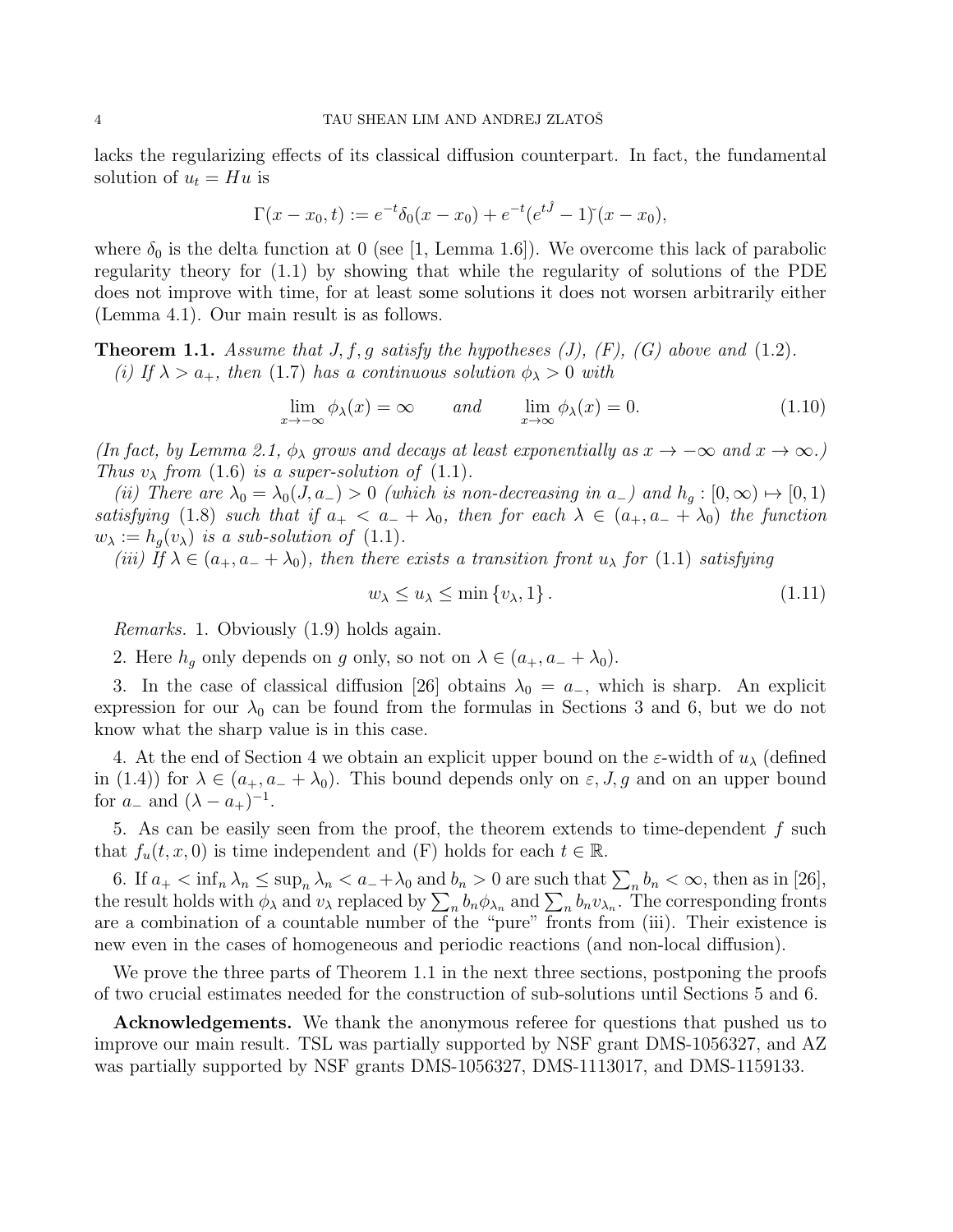lacks the regularizing effects of its classical diffusion counterpart. In fact, the fundamental solution of $u_t = Hu$ is

$$\Gamma(x - x_0, t) := e^{-t}\delta_0(x - x_0) + e^{-t}(e^{t\hat{J}} - 1)\check{}(x - x_0),$$

where $\delta_0$ is the delta function at 0 (see [1, Lemma 1.6]). We overcome this lack of parabolic regularity theory for (1.1) by showing that while the regularity of solutions of the PDE does not improve with time, for at least some solutions it does not worsen arbitrarily either (Lemma 4.1). Our main result is as follows.

**Theorem 1.1.** *Assume that $J, f, g$ satisfy the hypotheses (J), (F), (G) above and (1.2).*

*(i) If $\lambda > a_+$, then (1.7) has a continuous solution $\phi_\lambda > 0$ with*

$$\lim_{x\to-\infty} \phi_\lambda(x) = \infty \qquad \text{and} \qquad \lim_{x\to\infty} \phi_\lambda(x) = 0. \tag{1.10}$$

*(In fact, by Lemma 2.1, $\phi_\lambda$ grows and decays at least exponentially as $x \to -\infty$ and $x \to \infty$.) Thus $v_\lambda$ from (1.6) is a super-solution of (1.1).*

*(ii) There are $\lambda_0 = \lambda_0(J, a_-) > 0$ (which is non-decreasing in $a_-$) and $h_g : [0, \infty) \mapsto [0, 1)$ satisfying (1.8) such that if $a_+ < a_- + \lambda_0$, then for each $\lambda \in (a_+, a_- + \lambda_0)$ the function $w_\lambda := h_g(v_\lambda)$ is a sub-solution of (1.1).*

*(iii) If $\lambda \in (a_+, a_- + \lambda_0)$, then there exists a transition front $u_\lambda$ for (1.1) satisfying*

$$w_\lambda \le u_\lambda \le \min\{v_\lambda, 1\}. \tag{1.11}$$

*Remarks.* 1. Obviously (1.9) holds again.

2. Here $h_g$ only depends on $g$ only, so not on $\lambda \in (a_+, a_- + \lambda_0)$.

3. In the case of classical diffusion [26] obtains $\lambda_0 = a_-$, which is sharp. An explicit expression for our $\lambda_0$ can be found from the formulas in Sections 3 and 6, but we do not know what the sharp value is in this case.

4. At the end of Section 4 we obtain an explicit upper bound on the $\varepsilon$-width of $u_\lambda$ (defined in (1.4)) for $\lambda \in (a_+, a_- + \lambda_0)$. This bound depends only on $\varepsilon, J, g$ and on an upper bound for $a_-$ and $(\lambda - a_+)^{-1}$.

5. As can be easily seen from the proof, the theorem extends to time-dependent $f$ such that $f_u(t, x, 0)$ is time independent and (F) holds for each $t \in \mathbb{R}$.

6. If $a_+ < \inf_n \lambda_n \le \sup_n \lambda_n < a_- + \lambda_0$ and $b_n > 0$ are such that $\sum_n b_n < \infty$, then as in [26], the result holds with $\phi_\lambda$ and $v_\lambda$ replaced by $\sum_n b_n \phi_{\lambda_n}$ and $\sum_n b_n v_{\lambda_n}$. The corresponding fronts are a combination of a countable number of the "pure" fronts from (iii). Their existence is new even in the cases of homogeneous and periodic reactions (and non-local diffusion).

We prove the three parts of Theorem 1.1 in the next three sections, postponing the proofs of two crucial estimates needed for the construction of sub-solutions until Sections 5 and 6.

**Acknowledgements.** We thank the anonymous referee for questions that pushed us to improve our main result. TSL was partially supported by NSF grant DMS-1056327, and AZ was partially supported by NSF grants DMS-1056327, DMS-1113017, and DMS-1159133.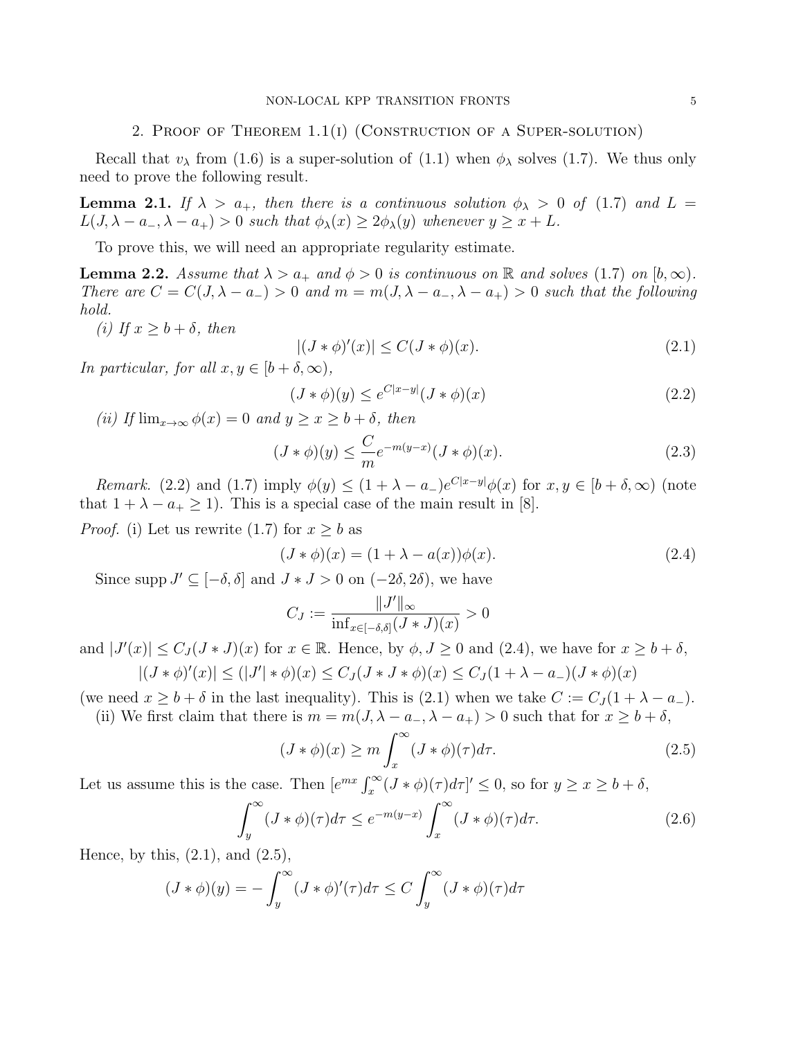## 2. Proof of Theorem 1.1(i) (Construction of a Super-solution)

Recall that $v_\lambda$ from (1.6) is a super-solution of (1.1) when $\phi_\lambda$ solves (1.7). We thus only need to prove the following result.

**Lemma 2.1.** *If $\lambda > a_+$, then there is a continuous solution $\phi_\lambda > 0$ of (1.7) and $L = L(J, \lambda - a_-, \lambda - a_+) > 0$ such that $\phi_\lambda(x) \geq 2\phi_\lambda(y)$ whenever $y \geq x + L$.*

To prove this, we will need an appropriate regularity estimate.

**Lemma 2.2.** *Assume that $\lambda > a_+$ and $\phi > 0$ is continuous on $\mathbb{R}$ and solves (1.7) on $[b, \infty)$. There are $C = C(J, \lambda - a_-) > 0$ and $m = m(J, \lambda - a_-, \lambda - a_+) > 0$ such that the following hold.*

*(i) If $x \geq b + \delta$, then*

$$|(J * \phi)'(x)| \leq C(J * \phi)(x). \tag{2.1}$$

*In particular, for all $x, y \in [b + \delta, \infty)$,*

$$(J * \phi)(y) \leq e^{C|x-y|}(J * \phi)(x) \tag{2.2}$$

*(ii) If $\lim_{x\to\infty} \phi(x) = 0$ and $y \geq x \geq b + \delta$, then*

$$(J * \phi)(y) \leq \frac{C}{m} e^{-m(y-x)}(J * \phi)(x). \tag{2.3}$$

*Remark.* (2.2) and (1.7) imply $\phi(y) \leq (1 + \lambda - a_-)e^{C|x-y|}\phi(x)$ for $x, y \in [b + \delta, \infty)$ (note that $1 + \lambda - a_+ \geq 1$). This is a special case of the main result in [8].

*Proof.* (i) Let us rewrite (1.7) for $x \geq b$ as

$$(J * \phi)(x) = (1 + \lambda - a(x))\phi(x). \tag{2.4}$$

Since $\operatorname{supp} J' \subseteq [-\delta, \delta]$ and $J * J > 0$ on $(-2\delta, 2\delta)$, we have

$$C_J := \frac{\|J'\|_\infty}{\inf_{x\in[-\delta,\delta]}(J * J)(x)} > 0$$

and $|J'(x)| \leq C_J(J * J)(x)$ for $x \in \mathbb{R}$. Hence, by $\phi, J \geq 0$ and (2.4), we have for $x \geq b + \delta$,

$$|(J * \phi)'(x)| \leq (|J'| * \phi)(x) \leq C_J(J * J * \phi)(x) \leq C_J(1 + \lambda - a_-)(J * \phi)(x)$$

(we need $x \geq b + \delta$ in the last inequality). This is (2.1) when we take $C := C_J(1 + \lambda - a_-)$.

(ii) We first claim that there is $m = m(J, \lambda - a_-, \lambda - a_+) > 0$ such that for $x \geq b + \delta$,

$$(J * \phi)(x) \geq m \int_x^\infty (J * \phi)(\tau)d\tau. \tag{2.5}$$

Let us assume this is the case. Then $[e^{mx} \int_x^\infty (J * \phi)(\tau)d\tau]' \leq 0$, so for $y \geq x \geq b + \delta$,

$$\int_y^\infty (J * \phi)(\tau)d\tau \leq e^{-m(y-x)} \int_x^\infty (J * \phi)(\tau)d\tau. \tag{2.6}$$

Hence, by this, (2.1), and (2.5),

$$(J * \phi)(y) = -\int_y^\infty (J * \phi)'(\tau)d\tau \leq C \int_y^\infty (J * \phi)(\tau)d\tau$$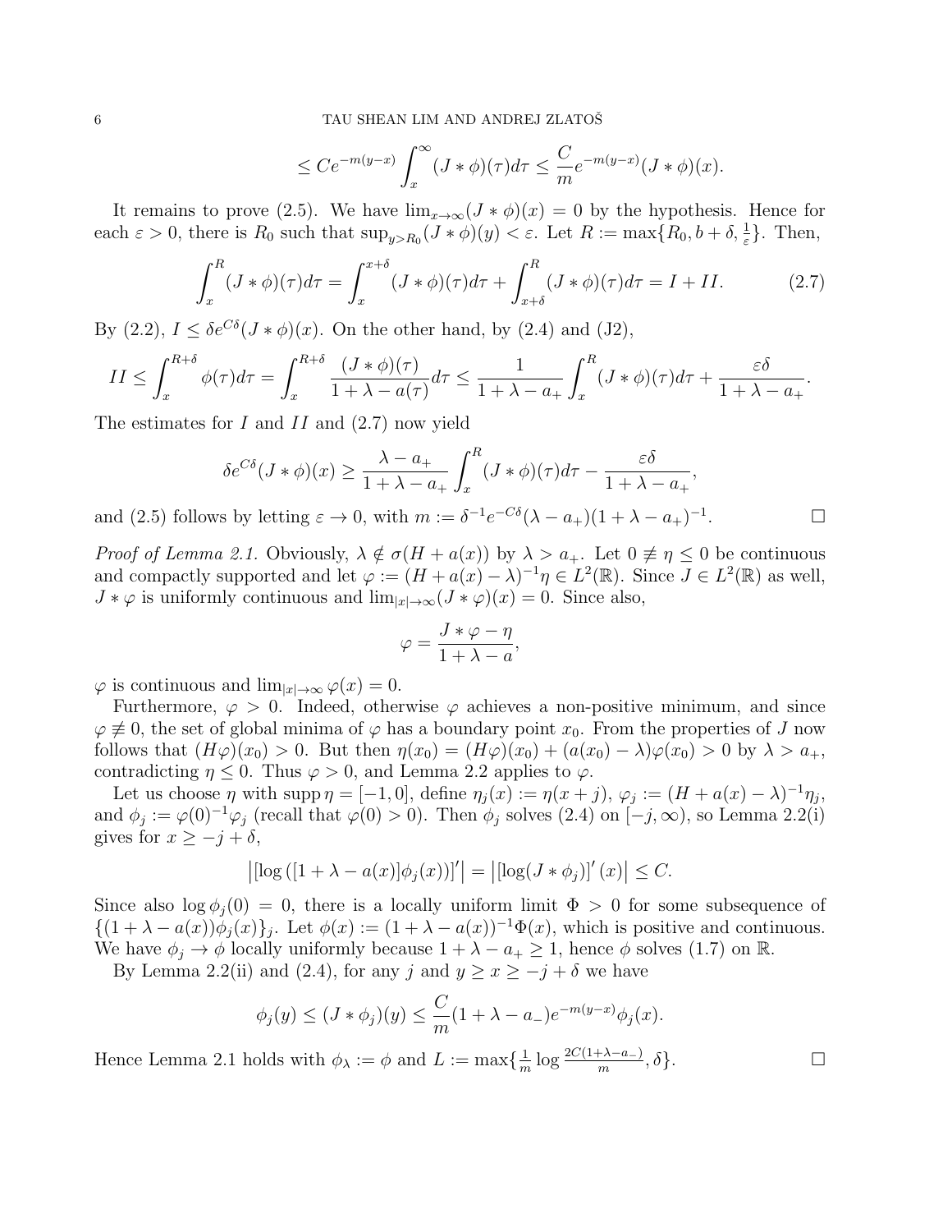$$\leq Ce^{-m(y-x)} \int_x^\infty (J * \phi)(\tau) d\tau \leq \frac{C}{m} e^{-m(y-x)} (J * \phi)(x).$$

It remains to prove (2.5). We have $\lim_{x\to\infty}(J*\phi)(x) = 0$ by the hypothesis. Hence for each $\varepsilon > 0$, there is $R_0$ such that $\sup_{y>R_0}(J*\phi)(y) < \varepsilon$. Let $R := \max\{R_0, b+\delta, \frac{1}{\varepsilon}\}$. Then,

$$\int_x^R (J*\phi)(\tau)d\tau = \int_x^{x+\delta} (J*\phi)(\tau)d\tau + \int_{x+\delta}^R (J*\phi)(\tau)d\tau = I + II. \tag{2.7}$$

By (2.2), $I \leq \delta e^{C\delta}(J*\phi)(x)$. On the other hand, by (2.4) and (J2),

$$II \leq \int_x^{R+\delta} \phi(\tau)d\tau = \int_x^{R+\delta} \frac{(J*\phi)(\tau)}{1+\lambda-a(\tau)}d\tau \leq \frac{1}{1+\lambda-a_+}\int_x^R (J*\phi)(\tau)d\tau + \frac{\varepsilon\delta}{1+\lambda-a_+}.$$

The estimates for $I$ and $II$ and (2.7) now yield

$$\delta e^{C\delta}(J*\phi)(x) \geq \frac{\lambda - a_+}{1+\lambda-a_+}\int_x^R (J*\phi)(\tau)d\tau - \frac{\varepsilon\delta}{1+\lambda-a_+},$$

and (2.5) follows by letting $\varepsilon \to 0$, with $m := \delta^{-1}e^{-C\delta}(\lambda - a_+)(1+\lambda-a_+)^{-1}$. $\square$

*Proof of Lemma 2.1.* Obviously, $\lambda \notin \sigma(H + a(x))$ by $\lambda > a_+$. Let $0 \not\equiv \eta \leq 0$ be continuous and compactly supported and let $\varphi := (H + a(x) - \lambda)^{-1}\eta \in L^2(\mathbb{R})$. Since $J \in L^2(\mathbb{R})$ as well, $J * \varphi$ is uniformly continuous and $\lim_{|x|\to\infty}(J*\varphi)(x) = 0$. Since also,

$$\varphi = \frac{J*\varphi - \eta}{1+\lambda-a},$$

$\varphi$ is continuous and $\lim_{|x|\to\infty}\varphi(x) = 0$.

Furthermore, $\varphi > 0$. Indeed, otherwise $\varphi$ achieves a non-positive minimum, and since $\varphi \not\equiv 0$, the set of global minima of $\varphi$ has a boundary point $x_0$. From the properties of $J$ now follows that $(H\varphi)(x_0) > 0$. But then $\eta(x_0) = (H\varphi)(x_0) + (a(x_0) - \lambda)\varphi(x_0) > 0$ by $\lambda > a_+$, contradicting $\eta \leq 0$. Thus $\varphi > 0$, and Lemma 2.2 applies to $\varphi$.

Let us choose $\eta$ with $\operatorname{supp}\eta = [-1, 0]$, define $\eta_j(x) := \eta(x+j)$, $\varphi_j := (H + a(x) - \lambda)^{-1}\eta_j$, and $\phi_j := \varphi(0)^{-1}\varphi_j$ (recall that $\varphi(0) > 0$). Then $\phi_j$ solves (2.4) on $[-j, \infty)$, so Lemma 2.2(i) gives for $x \geq -j + \delta$,

$$\left|[\log([1+\lambda-a(x)]\phi_j(x))]'\right| = \left|[\log(J*\phi_j)]'(x)\right| \leq C.$$

Since also $\log\phi_j(0) = 0$, there is a locally uniform limit $\Phi > 0$ for some subsequence of $\{(1+\lambda-a(x))\phi_j(x)\}_j$. Let $\phi(x) := (1+\lambda-a(x))^{-1}\Phi(x)$, which is positive and continuous. We have $\phi_j \to \phi$ locally uniformly because $1+\lambda-a_+ \geq 1$, hence $\phi$ solves (1.7) on $\mathbb{R}$.

By Lemma 2.2(ii) and (2.4), for any $j$ and $y \geq x \geq -j+\delta$ we have

$$\phi_j(y) \leq (J*\phi_j)(y) \leq \frac{C}{m}(1+\lambda-a_-)e^{-m(y-x)}\phi_j(x).$$

Hence Lemma 2.1 holds with $\phi_\lambda := \phi$ and $L := \max\{\frac{1}{m}\log\frac{2C(1+\lambda-a_-)}{m}, \delta\}$. $\square$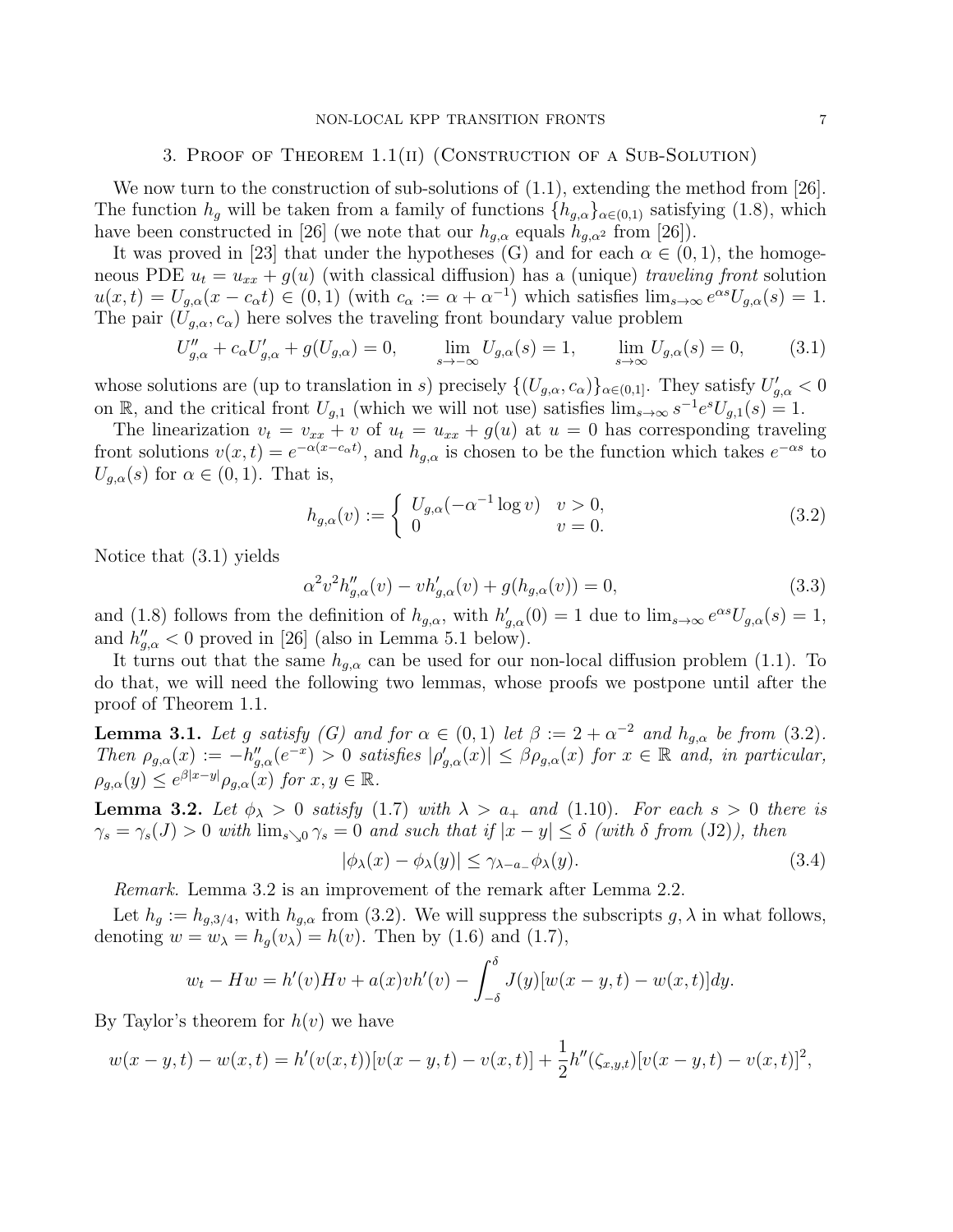## 3. Proof of Theorem 1.1(ii) (Construction of a Sub-Solution)

We now turn to the construction of sub-solutions of (1.1), extending the method from [26]. The function $h_g$ will be taken from a family of functions $\{h_{g,\alpha}\}_{\alpha\in(0,1)}$ satisfying (1.8), which have been constructed in [26] (we note that our $h_{g,\alpha}$ equals $h_{g,\alpha^2}$ from [26]).

It was proved in [23] that under the hypotheses (G) and for each $\alpha \in (0,1)$, the homogeneous PDE $u_t = u_{xx} + g(u)$ (with classical diffusion) has a (unique) *traveling front* solution $u(x,t) = U_{g,\alpha}(x - c_\alpha t) \in (0,1)$ (with $c_\alpha := \alpha + \alpha^{-1}$) which satisfies $\lim_{s\to\infty} e^{\alpha s} U_{g,\alpha}(s) = 1$. The pair $(U_{g,\alpha}, c_\alpha)$ here solves the traveling front boundary value problem

$$U''_{g,\alpha} + c_\alpha U'_{g,\alpha} + g(U_{g,\alpha}) = 0, \qquad \lim_{s\to-\infty} U_{g,\alpha}(s) = 1, \qquad \lim_{s\to\infty} U_{g,\alpha}(s) = 0, \tag{3.1}$$

whose solutions are (up to translation in $s$) precisely $\{(U_{g,\alpha}, c_\alpha)\}_{\alpha\in(0,1]}$. They satisfy $U'_{g,\alpha} < 0$ on $\mathbb{R}$, and the critical front $U_{g,1}$ (which we will not use) satisfies $\lim_{s\to\infty} s^{-1} e^s U_{g,1}(s) = 1$.

The linearization $v_t = v_{xx} + v$ of $u_t = u_{xx} + g(u)$ at $u = 0$ has corresponding traveling front solutions $v(x,t) = e^{-\alpha(x - c_\alpha t)}$, and $h_{g,\alpha}$ is chosen to be the function which takes $e^{-\alpha s}$ to $U_{g,\alpha}(s)$ for $\alpha \in (0,1)$. That is,

$$h_{g,\alpha}(v) := \begin{cases} U_{g,\alpha}(-\alpha^{-1}\log v) & v > 0, \\ 0 & v = 0. \end{cases} \tag{3.2}$$

Notice that (3.1) yields

$$\alpha^2 v^2 h''_{g,\alpha}(v) - v h'_{g,\alpha}(v) + g(h_{g,\alpha}(v)) = 0, \tag{3.3}$$

and (1.8) follows from the definition of $h_{g,\alpha}$, with $h'_{g,\alpha}(0) = 1$ due to $\lim_{s\to\infty} e^{\alpha s} U_{g,\alpha}(s) = 1$, and $h''_{g,\alpha} < 0$ proved in [26] (also in Lemma 5.1 below).

It turns out that the same $h_{g,\alpha}$ can be used for our non-local diffusion problem (1.1). To do that, we will need the following two lemmas, whose proofs we postpone until after the proof of Theorem 1.1.

**Lemma 3.1.** *Let $g$ satisfy (G) and for $\alpha \in (0,1)$ let $\beta := 2 + \alpha^{-2}$ and $h_{g,\alpha}$ be from (3.2). Then $\rho_{g,\alpha}(x) := -h''_{g,\alpha}(e^{-x}) > 0$ satisfies $|\rho'_{g,\alpha}(x)| \le \beta \rho_{g,\alpha}(x)$ for $x \in \mathbb{R}$ and, in particular, $\rho_{g,\alpha}(y) \le e^{\beta|x-y|}\rho_{g,\alpha}(x)$ for $x, y \in \mathbb{R}$.*

**Lemma 3.2.** *Let $\phi_\lambda > 0$ satisfy (1.7) with $\lambda > a_+$ and (1.10). For each $s > 0$ there is $\gamma_s = \gamma_s(J) > 0$ with $\lim_{s\searrow 0} \gamma_s = 0$ and such that if $|x - y| \le \delta$ (with $\delta$ from (J2)), then*

$$|\phi_\lambda(x) - \phi_\lambda(y)| \le \gamma_{\lambda - a_-} \phi_\lambda(y). \tag{3.4}$$

*Remark.* Lemma 3.2 is an improvement of the remark after Lemma 2.2.

Let $h_g := h_{g,3/4}$, with $h_{g,\alpha}$ from (3.2). We will suppress the subscripts $g, \lambda$ in what follows, denoting $w = w_\lambda = h_g(v_\lambda) = h(v)$. Then by (1.6) and (1.7),

$$w_t - Hw = h'(v)Hv + a(x)vh'(v) - \int_{-\delta}^{\delta} J(y)[w(x-y,t) - w(x,t)]dy.$$

By Taylor's theorem for $h(v)$ we have

$$w(x-y,t) - w(x,t) = h'(v(x,t))[v(x-y,t) - v(x,t)] + \frac{1}{2}h''(\zeta_{x,y,t})[v(x-y,t) - v(x,t)]^2,$$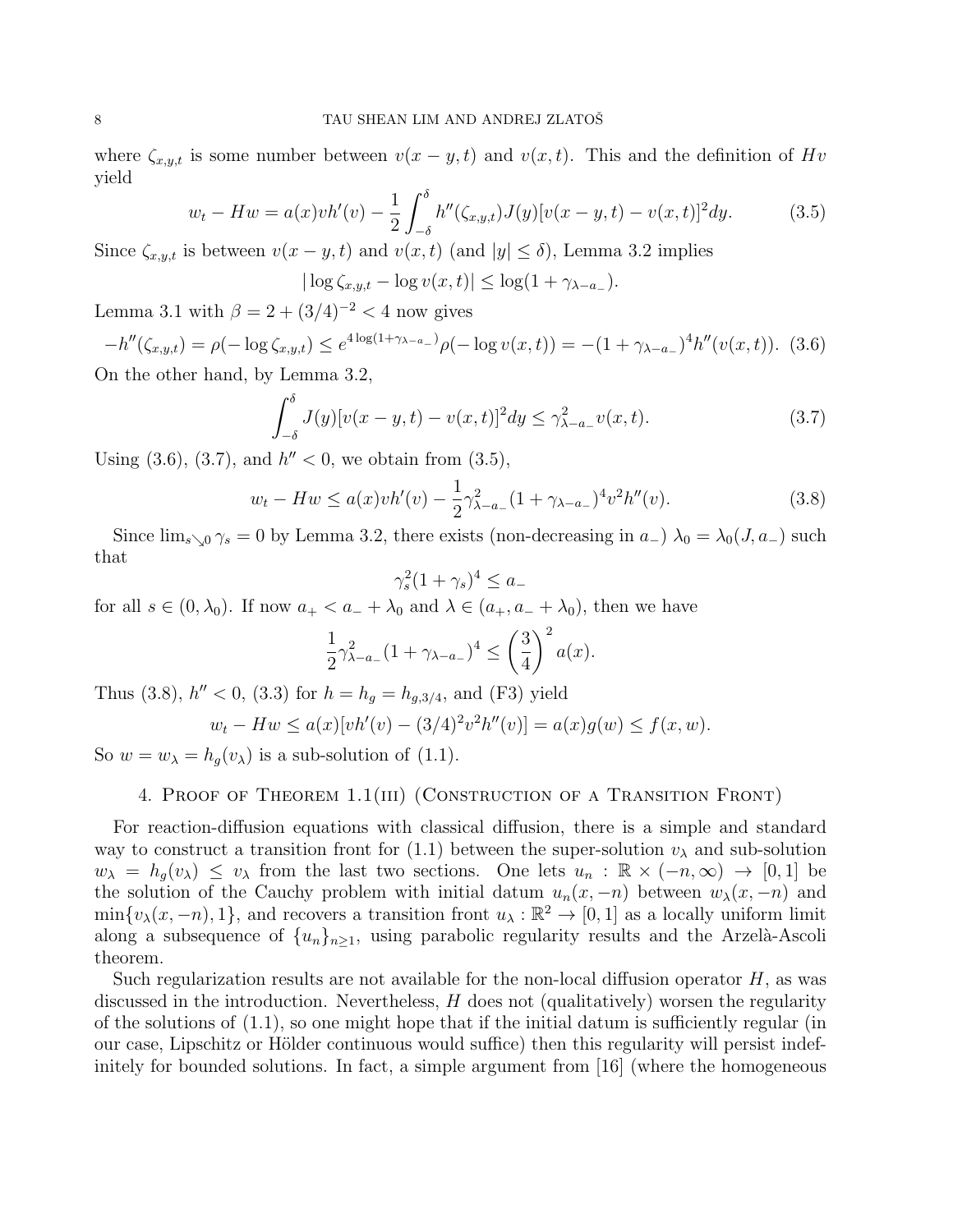where $\zeta_{x,y,t}$ is some number between $v(x-y,t)$ and $v(x,t)$. This and the definition of $Hv$ yield

$$w_t - Hw = a(x)vh'(v) - \frac{1}{2}\int_{-\delta}^{\delta} h''(\zeta_{x,y,t})J(y)[v(x-y,t)-v(x,t)]^2 dy. \tag{3.5}$$

Since $\zeta_{x,y,t}$ is between $v(x-y,t)$ and $v(x,t)$ (and $|y|\le\delta$), Lemma 3.2 implies

$$|\log\zeta_{x,y,t} - \log v(x,t)| \le \log(1+\gamma_{\lambda-a_-}).$$

Lemma 3.1 with $\beta = 2+(3/4)^{-2} < 4$ now gives

$$-h''(\zeta_{x,y,t}) = \rho(-\log\zeta_{x,y,t}) \le e^{4\log(1+\gamma_{\lambda-a_-})}\rho(-\log v(x,t)) = -(1+\gamma_{\lambda-a_-})^4 h''(v(x,t)). \tag{3.6}$$

On the other hand, by Lemma 3.2,

$$\int_{-\delta}^{\delta} J(y)[v(x-y,t)-v(x,t)]^2 dy \le \gamma_{\lambda-a_-}^2 v(x,t). \tag{3.7}$$

Using (3.6), (3.7), and $h''<0$, we obtain from (3.5),

$$w_t - Hw \le a(x)vh'(v) - \frac{1}{2}\gamma_{\lambda-a_-}^2(1+\gamma_{\lambda-a_-})^4 v^2 h''(v). \tag{3.8}$$

Since $\lim_{s\searrow 0}\gamma_s = 0$ by Lemma 3.2, there exists (non-decreasing in $a_-$) $\lambda_0 = \lambda_0(J,a_-)$ such that

$$\gamma_s^2(1+\gamma_s)^4 \le a_-$$

for all $s\in(0,\lambda_0)$. If now $a_+ < a_- + \lambda_0$ and $\lambda\in(a_+, a_-+\lambda_0)$, then we have

$$\frac{1}{2}\gamma_{\lambda-a_-}^2(1+\gamma_{\lambda-a_-})^4 \le \left(\frac{3}{4}\right)^2 a(x).$$

Thus (3.8), $h''<0$, (3.3) for $h = h_g = h_{g,3/4}$, and (F3) yield

$$w_t - Hw \le a(x)[vh'(v) - (3/4)^2 v^2 h''(v)] = a(x)g(w) \le f(x,w).$$

So $w = w_\lambda = h_g(v_\lambda)$ is a sub-solution of (1.1).

## 4. Proof of Theorem 1.1(iii) (Construction of a Transition Front)

For reaction-diffusion equations with classical diffusion, there is a simple and standard way to construct a transition front for (1.1) between the super-solution $v_\lambda$ and sub-solution $w_\lambda = h_g(v_\lambda) \le v_\lambda$ from the last two sections. One lets $u_n : \mathbb{R}\times(-n,\infty)\to[0,1]$ be the solution of the Cauchy problem with initial datum $u_n(x,-n)$ between $w_\lambda(x,-n)$ and $\min\{v_\lambda(x,-n),1\}$, and recovers a transition front $u_\lambda:\mathbb{R}^2\to[0,1]$ as a locally uniform limit along a subsequence of $\{u_n\}_{n\ge1}$, using parabolic regularity results and the Arzelà-Ascoli theorem.

Such regularization results are not available for the non-local diffusion operator $H$, as was discussed in the introduction. Nevertheless, $H$ does not (qualitatively) worsen the regularity of the solutions of (1.1), so one might hope that if the initial datum is sufficiently regular (in our case, Lipschitz or Hölder continuous would suffice) then this regularity will persist indefinitely for bounded solutions. In fact, a simple argument from [16] (where the homogeneous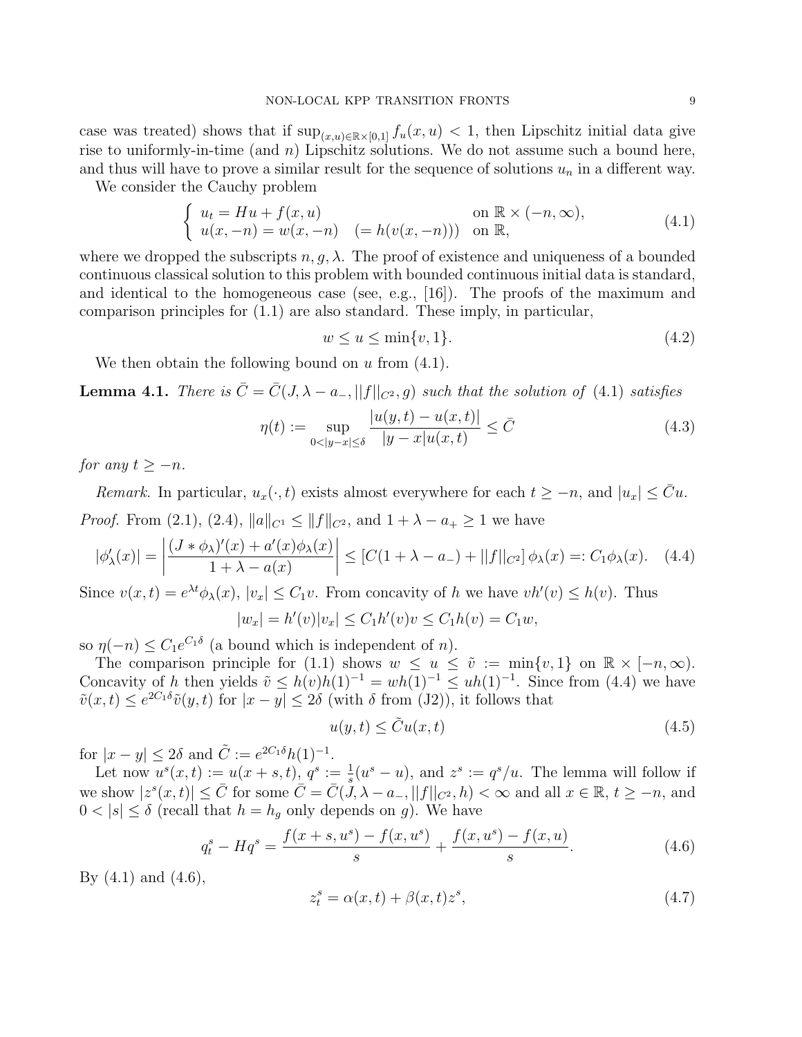case was treated) shows that if $\sup_{(x,u)\in\mathbb{R}\times[0,1]} f_u(x,u) < 1$, then Lipschitz initial data give rise to uniformly-in-time (and $n$) Lipschitz solutions. We do not assume such a bound here, and thus will have to prove a similar result for the sequence of solutions $u_n$ in a different way.

We consider the Cauchy problem

$$\begin{cases} u_t = Hu + f(x,u) & \text{on } \mathbb{R}\times(-n,\infty), \\ u(x,-n) = w(x,-n) \quad (= h(v(x,-n))) & \text{on } \mathbb{R}, \end{cases} \tag{4.1}$$

where we dropped the subscripts $n, g, \lambda$. The proof of existence and uniqueness of a bounded continuous classical solution to this problem with bounded continuous initial data is standard, and identical to the homogeneous case (see, e.g., [16]). The proofs of the maximum and comparison principles for (1.1) are also standard. These imply, in particular,

$$w \le u \le \min\{v, 1\}. \tag{4.2}$$

We then obtain the following bound on $u$ from (4.1).

**Lemma 4.1.** *There is $\bar{C} = \bar{C}(J, \lambda - a_-, ||f||_{C^2}, g)$ such that the solution of (4.1) satisfies*

$$\eta(t) := \sup_{0<|y-x|\le\delta} \frac{|u(y,t)-u(x,t)|}{|y-x|u(x,t)} \le \bar{C} \tag{4.3}$$

*for any $t \ge -n$.*

*Remark.* In particular, $u_x(\cdot,t)$ exists almost everywhere for each $t \ge -n$, and $|u_x| \le \bar{C}u$.

*Proof.* From (2.1), (2.4), $\|a\|_{C^1} \le \|f\|_{C^2}$, and $1 + \lambda - a_+ \ge 1$ we have

$$|\phi_\lambda'(x)| = \left| \frac{(J*\phi_\lambda)'(x) + a'(x)\phi_\lambda(x)}{1+\lambda-a(x)} \right| \le [C(1+\lambda-a_-) + ||f||_{C^2}]\,\phi_\lambda(x) =: C_1\phi_\lambda(x). \tag{4.4}$$

Since $v(x,t) = e^{\lambda t}\phi_\lambda(x)$, $|v_x| \le C_1 v$. From concavity of $h$ we have $vh'(v) \le h(v)$. Thus

$$|w_x| = h'(v)|v_x| \le C_1 h'(v)v \le C_1 h(v) = C_1 w,$$

so $\eta(-n) \le C_1 e^{C_1\delta}$ (a bound which is independent of $n$).

The comparison principle for (1.1) shows $w \le u \le \tilde{v} := \min\{v, 1\}$ on $\mathbb{R}\times[-n,\infty)$. Concavity of $h$ then yields $\tilde{v} \le h(v)h(1)^{-1} = wh(1)^{-1} \le uh(1)^{-1}$. Since from (4.4) we have $\tilde{v}(x,t) \le e^{2C_1\delta}\tilde{v}(y,t)$ for $|x-y| \le 2\delta$ (with $\delta$ from (J2)), it follows that

$$u(y,t) \le \tilde{C}u(x,t) \tag{4.5}$$

for $|x-y| \le 2\delta$ and $\tilde{C} := e^{2C_1\delta}h(1)^{-1}$.

Let now $u^s(x,t) := u(x+s,t)$, $q^s := \frac{1}{s}(u^s - u)$, and $z^s := q^s/u$. The lemma will follow if we show $|z^s(x,t)| \le \bar{C}$ for some $\bar{C} = \bar{C}(J, \lambda - a_-, ||f||_{C^2}, h) < \infty$ and all $x \in \mathbb{R}$, $t \ge -n$, and $0 < |s| \le \delta$ (recall that $h = h_g$ only depends on $g$). We have

$$q_t^s - Hq^s = \frac{f(x+s,u^s) - f(x,u^s)}{s} + \frac{f(x,u^s) - f(x,u)}{s}. \tag{4.6}$$

By (4.1) and (4.6),

$$z_t^s = \alpha(x,t) + \beta(x,t)z^s, \tag{4.7}$$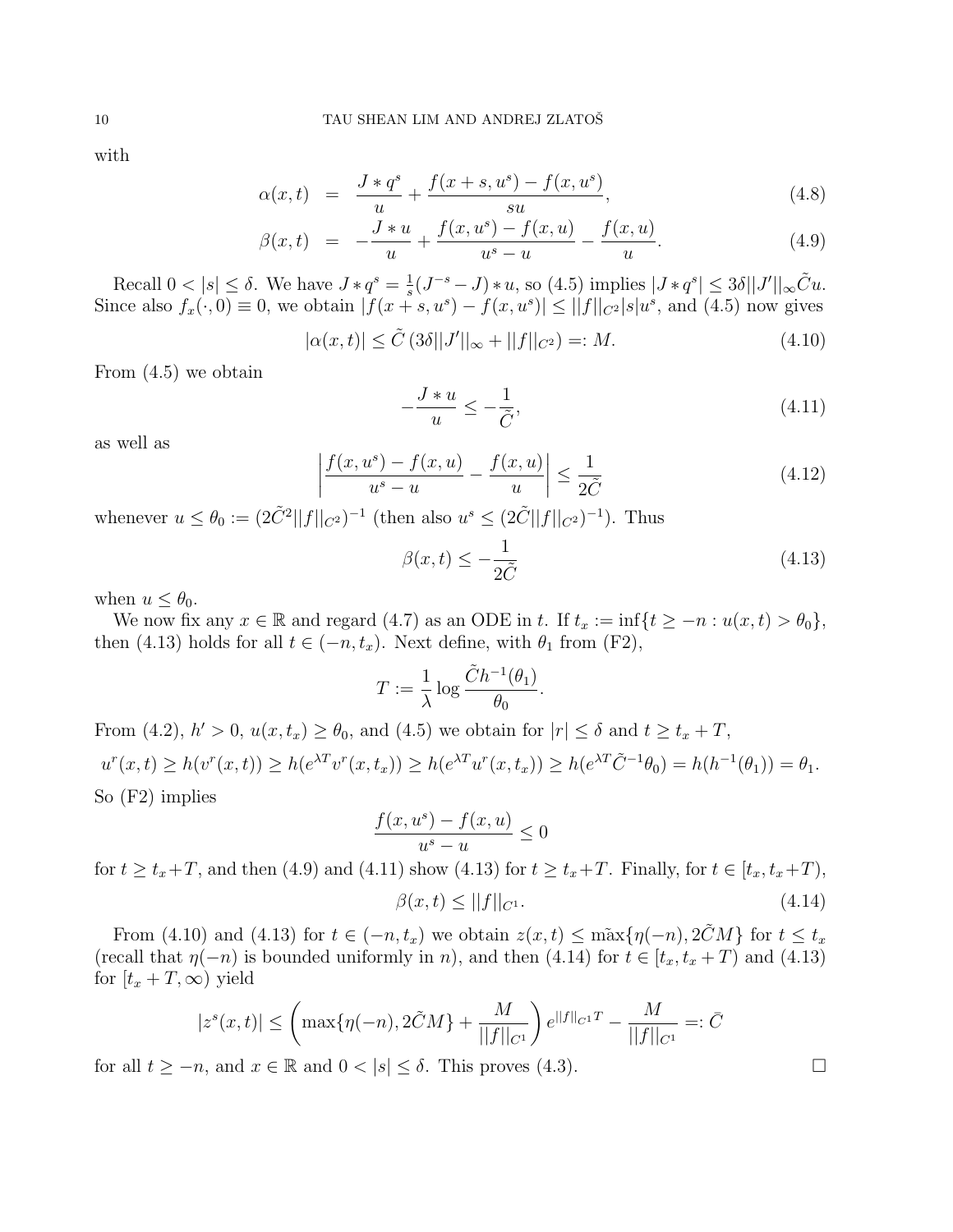with

$$\alpha(x,t) = \frac{J * q^s}{u} + \frac{f(x+s,u^s) - f(x,u^s)}{su}, \tag{4.8}$$

$$\beta(x,t) = -\frac{J * u}{u} + \frac{f(x,u^s) - f(x,u)}{u^s - u} - \frac{f(x,u)}{u}. \tag{4.9}$$

Recall $0 < |s| \le \delta$. We have $J * q^s = \frac{1}{s}(J^{-s} - J) * u$, so (4.5) implies $|J * q^s| \le 3\delta ||J'||_\infty \tilde{C} u$. Since also $f_x(\cdot, 0) \equiv 0$, we obtain $|f(x+s,u^s) - f(x,u^s)| \le ||f||_{C^2} |s| u^s$, and (4.5) now gives

$$|\alpha(x,t)| \le \tilde{C}\,(3\delta ||J'||_\infty + ||f||_{C^2}) =: M. \tag{4.10}$$

From (4.5) we obtain

$$-\frac{J * u}{u} \le -\frac{1}{\tilde{C}}, \tag{4.11}$$

as well as

$$\left| \frac{f(x,u^s) - f(x,u)}{u^s - u} - \frac{f(x,u)}{u} \right| \le \frac{1}{2\tilde{C}} \tag{4.12}$$

whenever $u \le \theta_0 := (2\tilde{C}^2 ||f||_{C^2})^{-1}$ (then also $u^s \le (2\tilde{C}||f||_{C^2})^{-1}$). Thus

$$\beta(x,t) \le -\frac{1}{2\tilde{C}} \tag{4.13}$$

when $u \le \theta_0$.

We now fix any $x \in \mathbb{R}$ and regard (4.7) as an ODE in $t$. If $t_x := \inf\{t \ge -n : u(x,t) > \theta_0\}$, then (4.13) holds for all $t \in (-n, t_x)$. Next define, with $\theta_1$ from (F2),

$$T := \frac{1}{\lambda} \log \frac{\tilde{C} h^{-1}(\theta_1)}{\theta_0}.$$

From (4.2), $h' > 0$, $u(x,t_x) \ge \theta_0$, and (4.5) we obtain for $|r| \le \delta$ and $t \ge t_x + T$,

$$u^r(x,t) \ge h(v^r(x,t)) \ge h(e^{\lambda T} v^r(x,t_x)) \ge h(e^{\lambda T} u^r(x,t_x)) \ge h(e^{\lambda T} \tilde{C}^{-1} \theta_0) = h(h^{-1}(\theta_1)) = \theta_1.$$

So (F2) implies

$$\frac{f(x,u^s) - f(x,u)}{u^s - u} \le 0$$

for $t \ge t_x + T$, and then (4.9) and (4.11) show (4.13) for $t \ge t_x + T$. Finally, for $t \in [t_x, t_x + T)$,

$$\beta(x,t) \le ||f||_{C^1}. \tag{4.14}$$

From (4.10) and (4.13) for $t \in (-n, t_x)$ we obtain $z(x,t) \le \tilde{\max}\{\eta(-n), 2\tilde{C}M\}$ for $t \le t_x$ (recall that $\eta(-n)$ is bounded uniformly in $n$), and then (4.14) for $t \in [t_x, t_x + T)$ and (4.13) for $[t_x + T, \infty)$ yield

$$|z^s(x,t)| \le \left( \max\{\eta(-n), 2\tilde{C}M\} + \frac{M}{||f||_{C^1}} \right) e^{||f||_{C^1} T} - \frac{M}{||f||_{C^1}} =: \bar{C}$$

for all $t \ge -n$, and $x \in \mathbb{R}$ and $0 < |s| \le \delta$. This proves (4.3). $\square$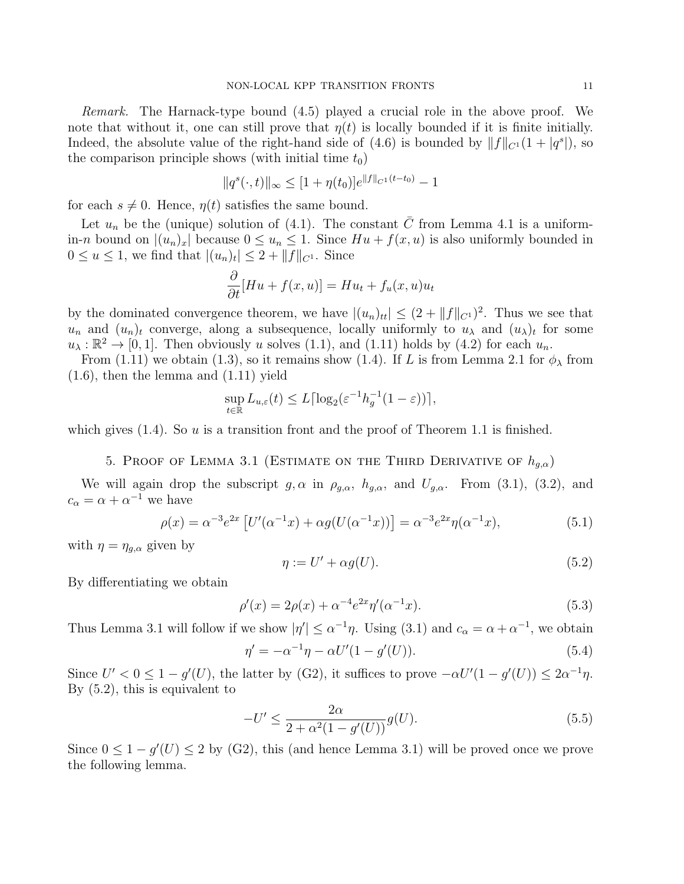*Remark.* The Harnack-type bound (4.5) played a crucial role in the above proof. We note that without it, one can still prove that $\eta(t)$ is locally bounded if it is finite initially. Indeed, the absolute value of the right-hand side of (4.6) is bounded by $\|f\|_{C^1}(1 + |q^s|)$, so the comparison principle shows (with initial time $t_0$)

$$\|q^s(\cdot, t)\|_\infty \le [1 + \eta(t_0)]e^{\|f\|_{C^1}(t-t_0)} - 1$$

for each $s \neq 0$. Hence, $\eta(t)$ satisfies the same bound.

Let $u_n$ be the (unique) solution of (4.1). The constant $\bar{C}$ from Lemma 4.1 is a uniform-in-$n$ bound on $|(u_n)_x|$ because $0 \le u_n \le 1$. Since $Hu + f(x, u)$ is also uniformly bounded in $0 \le u \le 1$, we find that $|(u_n)_t| \le 2 + \|f\|_{C^1}$. Since

$$\frac{\partial}{\partial t}[Hu + f(x, u)] = Hu_t + f_u(x, u)u_t$$

by the dominated convergence theorem, we have $|(u_n)_{tt}| \le (2 + \|f\|_{C^1})^2$. Thus we see that $u_n$ and $(u_n)_t$ converge, along a subsequence, locally uniformly to $u_\lambda$ and $(u_\lambda)_t$ for some $u_\lambda : \mathbb{R}^2 \to [0, 1]$. Then obviously $u$ solves (1.1), and (1.11) holds by (4.2) for each $u_n$.

From (1.11) we obtain (1.3), so it remains show (1.4). If $L$ is from Lemma 2.1 for $\phi_\lambda$ from (1.6), then the lemma and (1.11) yield

$$\sup_{t\in\mathbb{R}} L_{u,\varepsilon}(t) \le L\lceil \log_2(\varepsilon^{-1}h_g^{-1}(1 - \varepsilon))\rceil,$$

which gives (1.4). So $u$ is a transition front and the proof of Theorem 1.1 is finished.

## 5. Proof of Lemma 3.1 (Estimate on the Third Derivative of $h_{g,\alpha}$)

We will again drop the subscript $g, \alpha$ in $\rho_{g,\alpha}$, $h_{g,\alpha}$, and $U_{g,\alpha}$. From (3.1), (3.2), and $c_\alpha = \alpha + \alpha^{-1}$ we have

$$\rho(x) = \alpha^{-3}e^{2x}\left[U'(\alpha^{-1}x) + \alpha g(U(\alpha^{-1}x))\right] = \alpha^{-3}e^{2x}\eta(\alpha^{-1}x), \tag{5.1}$$

with $\eta = \eta_{g,\alpha}$ given by

$$\eta := U' + \alpha g(U). \tag{5.2}$$

By differentiating we obtain

$$\rho'(x) = 2\rho(x) + \alpha^{-4}e^{2x}\eta'(\alpha^{-1}x). \tag{5.3}$$

Thus Lemma 3.1 will follow if we show $|\eta'| \le \alpha^{-1}\eta$. Using (3.1) and $c_\alpha = \alpha + \alpha^{-1}$, we obtain

$$\eta' = -\alpha^{-1}\eta - \alpha U'(1 - g'(U)). \tag{5.4}$$

Since $U' < 0 \le 1 - g'(U)$, the latter by (G2), it suffices to prove $-\alpha U'(1 - g'(U)) \le 2\alpha^{-1}\eta$. By (5.2), this is equivalent to

$$-U' \le \frac{2\alpha}{2 + \alpha^2(1 - g'(U))}g(U). \tag{5.5}$$

Since $0 \le 1 - g'(U) \le 2$ by (G2), this (and hence Lemma 3.1) will be proved once we prove the following lemma.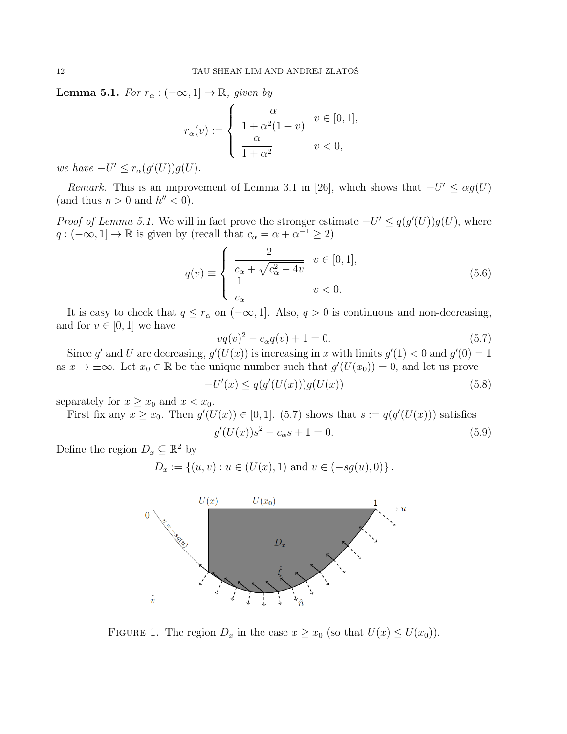**Lemma 5.1.** *For $r_\alpha : (-\infty, 1] \to \mathbb{R}$, given by*

$$
r_\alpha(v) := \begin{cases} \dfrac{\alpha}{1+\alpha^2(1-v)} & v \in [0,1], \\ \dfrac{\alpha}{1+\alpha^2} & v < 0, \end{cases}
$$

*we have $-U' \le r_\alpha(g'(U))g(U)$.*

*Remark.* This is an improvement of Lemma 3.1 in [26], which shows that $-U' \le \alpha g(U)$ (and thus $\eta > 0$ and $h'' < 0$).

*Proof of Lemma 5.1.* We will in fact prove the stronger estimate $-U' \le q(g'(U))g(U)$, where $q : (-\infty, 1] \to \mathbb{R}$ is given by (recall that $c_\alpha = \alpha + \alpha^{-1} \ge 2$)

$$
q(v) \equiv \begin{cases} \dfrac{2}{c_\alpha + \sqrt{c_\alpha^2 - 4v}} & v \in [0,1], \\ \dfrac{1}{c_\alpha} & v < 0. \end{cases} \tag{5.6}
$$

It is easy to check that $q \le r_\alpha$ on $(-\infty, 1]$. Also, $q > 0$ is continuous and non-decreasing, and for $v \in [0,1]$ we have

$$
vq(v)^2 - c_\alpha q(v) + 1 = 0. \tag{5.7}
$$

Since $g'$ and $U$ are decreasing, $g'(U(x))$ is increasing in $x$ with limits $g'(1) < 0$ and $g'(0) = 1$ as $x \to \pm\infty$. Let $x_0 \in \mathbb{R}$ be the unique number such that $g'(U(x_0)) = 0$, and let us prove

$$
-U'(x) \le q(g'(U(x)))g(U(x)) \tag{5.8}
$$

separately for $x \ge x_0$ and $x < x_0$.

First fix any $x \ge x_0$. Then $g'(U(x)) \in [0,1]$. (5.7) shows that $s := q(g'(U(x)))$ satisfies

$$
g'(U(x))s^2 - c_\alpha s + 1 = 0. \tag{5.9}
$$

Define the region $D_x \subseteq \mathbb{R}^2$ by

$$
D_x := \{(u,v) : u \in (U(x), 1) \text{ and } v \in (-sg(u), 0)\}.
$$

FIGURE 1. The region $D_x$ in the case $x \ge x_0$ (so that $U(x) \le U(x_0)$).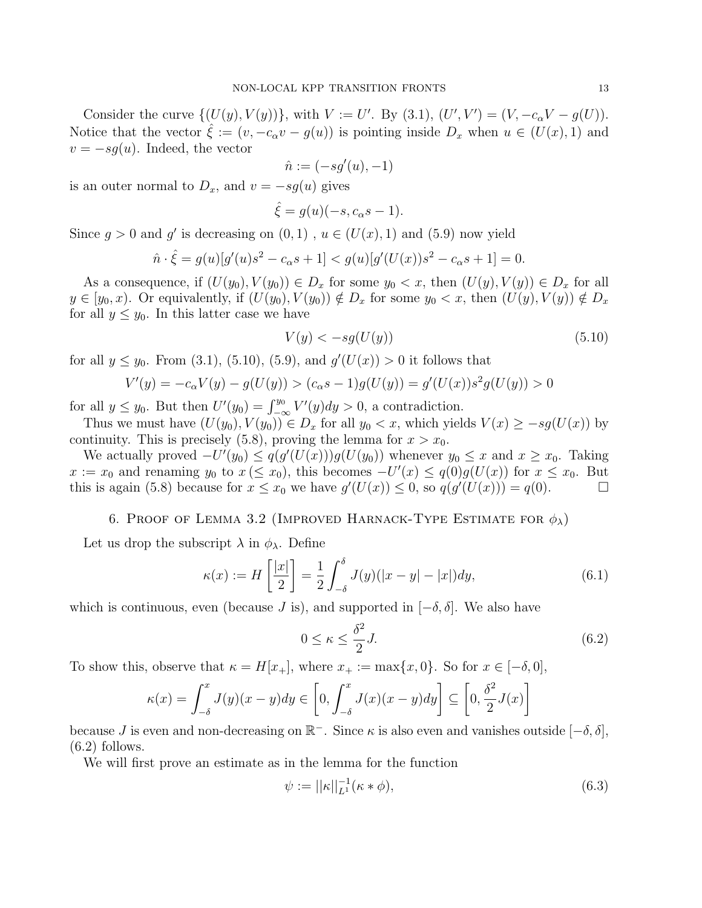Consider the curve $\{(U(y), V(y))\}$, with $V := U'$. By (3.1), $(U', V') = (V, -c_\alpha V - g(U))$. Notice that the vector $\hat{\xi} := (v, -c_\alpha v - g(u))$ is pointing inside $D_x$ when $u \in (U(x), 1)$ and $v = -sg(u)$. Indeed, the vector

$$\hat{n} := (-sg'(u), -1)$$

is an outer normal to $D_x$, and $v = -sg(u)$ gives

$$\hat{\xi} = g(u)(-s, c_\alpha s - 1).$$

Since $g > 0$ and $g'$ is decreasing on $(0, 1)$ , $u \in (U(x), 1)$ and (5.9) now yield

$$\hat{n} \cdot \hat{\xi} = g(u)[g'(u)s^2 - c_\alpha s + 1] < g(u)[g'(U(x))s^2 - c_\alpha s + 1] = 0.$$

As a consequence, if $(U(y_0), V(y_0)) \in D_x$ for some $y_0 < x$, then $(U(y), V(y)) \in D_x$ for all $y \in [y_0, x)$. Or equivalently, if $(U(y_0), V(y_0)) \notin D_x$ for some $y_0 < x$, then $(U(y), V(y)) \notin D_x$ for all $y \le y_0$. In this latter case we have

$$V(y) < -sg(U(y)) \tag{5.10}$$

for all $y \le y_0$. From (3.1), (5.10), (5.9), and $g'(U(x)) > 0$ it follows that

$$V'(y) = -c_\alpha V(y) - g(U(y)) > (c_\alpha s - 1)g(U(y)) = g'(U(x))s^2 g(U(y)) > 0$$

for all $y \le y_0$. But then $U'(y_0) = \int_{-\infty}^{y_0} V'(y)dy > 0$, a contradiction.

Thus we must have $(U(y_0), V(y_0)) \in D_x$ for all $y_0 < x$, which yields $V(x) \ge -sg(U(x))$ by continuity. This is precisely (5.8), proving the lemma for $x > x_0$.

We actually proved $-U'(y_0) \le q(g'(U(x)))g(U(y_0))$ whenever $y_0 \le x$ and $x \ge x_0$. Taking $x := x_0$ and renaming $y_0$ to $x \, (\le x_0)$, this becomes $-U'(x) \le q(0)g(U(x))$ for $x \le x_0$. But this is again (5.8) because for $x \le x_0$ we have $g'(U(x)) \le 0$, so $q(g'(U(x))) = q(0)$. □

## 6. Proof of Lemma 3.2 (Improved Harnack-Type Estimate for $\phi_\lambda$)

Let us drop the subscript $\lambda$ in $\phi_\lambda$. Define

$$\kappa(x) := H\left[\frac{|x|}{2}\right] = \frac{1}{2}\int_{-\delta}^{\delta} J(y)(|x-y| - |x|)dy, \tag{6.1}$$

which is continuous, even (because $J$ is), and supported in $[-\delta, \delta]$. We also have

$$0 \le \kappa \le \frac{\delta^2}{2} J. \tag{6.2}$$

To show this, observe that $\kappa = H[x_+]$, where $x_+ := \max\{x, 0\}$. So for $x \in [-\delta, 0]$,

$$\kappa(x) = \int_{-\delta}^{x} J(y)(x-y)dy \in \left[0, \int_{-\delta}^{x} J(x)(x-y)dy\right] \subseteq \left[0, \frac{\delta^2}{2} J(x)\right]$$

because $J$ is even and non-decreasing on $\mathbb{R}^-$. Since $\kappa$ is also even and vanishes outside $[-\delta, \delta]$, (6.2) follows.

We will first prove an estimate as in the lemma for the function

$$\psi := ||\kappa||_{L^1}^{-1}(\kappa * \phi), \tag{6.3}$$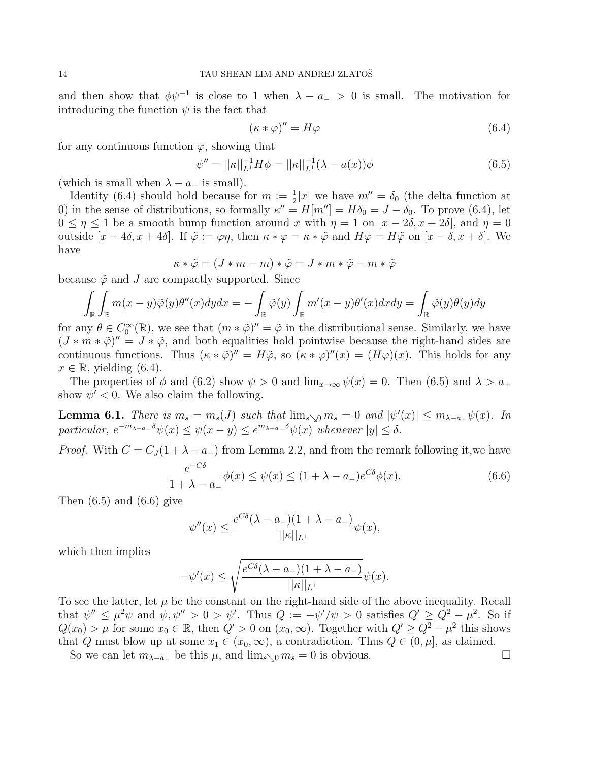and then show that $\phi\psi^{-1}$ is close to 1 when $\lambda - a_- > 0$ is small. The motivation for introducing the function $\psi$ is the fact that

$$(\kappa * \varphi)'' = H\varphi \tag{6.4}$$

for any continuous function $\varphi$, showing that

$$\psi'' = ||\kappa||_{L^1}^{-1} H\phi = ||\kappa||_{L^1}^{-1}(\lambda - a(x))\phi \tag{6.5}$$

(which is small when $\lambda - a_-$ is small).

Identity (6.4) should hold because for $m := \frac{1}{2}|x|$ we have $m'' = \delta_0$ (the delta function at 0) in the sense of distributions, so formally $\kappa'' = H[m''] = H\delta_0 = J - \delta_0$. To prove (6.4), let $0 \le \eta \le 1$ be a smooth bump function around $x$ with $\eta = 1$ on $[x - 2\delta, x + 2\delta]$, and $\eta = 0$ outside $[x - 4\delta, x + 4\delta]$. If $\tilde{\varphi} := \varphi\eta$, then $\kappa * \varphi = \kappa * \tilde{\varphi}$ and $H\varphi = H\tilde{\varphi}$ on $[x - \delta, x + \delta]$. We have

$$\kappa * \tilde{\varphi} = (J * m - m) * \tilde{\varphi} = J * m * \tilde{\varphi} - m * \tilde{\varphi}$$

because $\tilde{\varphi}$ and $J$ are compactly supported. Since

$$\int_{\mathbb{R}} \int_{\mathbb{R}} m(x-y)\tilde{\varphi}(y)\theta''(x)dydx = -\int_{\mathbb{R}} \tilde{\varphi}(y) \int_{\mathbb{R}} m'(x-y)\theta'(x)dxdy = \int_{\mathbb{R}} \tilde{\varphi}(y)\theta(y)dy$$

for any $\theta \in C_0^\infty(\mathbb{R})$, we see that $(m * \tilde{\varphi})'' = \tilde{\varphi}$ in the distributional sense. Similarly, we have $(J * m * \tilde{\varphi})'' = J * \tilde{\varphi}$, and both equalities hold pointwise because the right-hand sides are continuous functions. Thus $(\kappa * \tilde{\varphi})'' = H\tilde{\varphi}$, so $(\kappa * \varphi)''(x) = (H\varphi)(x)$. This holds for any $x \in \mathbb{R}$, yielding (6.4).

The properties of $\phi$ and (6.2) show $\psi > 0$ and $\lim_{x\to\infty} \psi(x) = 0$. Then (6.5) and $\lambda > a_+$ show $\psi' < 0$. We also claim the following.

**Lemma 6.1.** *There is $m_s = m_s(J)$ such that $\lim_{s\searrow 0} m_s = 0$ and $|\psi'(x)| \le m_{\lambda - a_-}\psi(x)$. In particular, $e^{-m_{\lambda-a_-}\delta}\psi(x) \le \psi(x-y) \le e^{m_{\lambda-a_-}\delta}\psi(x)$ whenever $|y| \le \delta$.*

*Proof.* With $C = C_J(1 + \lambda - a_-)$ from Lemma 2.2, and from the remark following it,we have

$$\frac{e^{-C\delta}}{1 + \lambda - a_-}\phi(x) \le \psi(x) \le (1 + \lambda - a_-)e^{C\delta}\phi(x). \tag{6.6}$$

Then (6.5) and (6.6) give

$$\psi''(x) \le \frac{e^{C\delta}(\lambda - a_-)(1 + \lambda - a_-)}{||\kappa||_{L^1}}\psi(x),$$

which then implies

$$-\psi'(x) \le \sqrt{\frac{e^{C\delta}(\lambda - a_-)(1 + \lambda - a_-)}{||\kappa||_{L^1}}}\psi(x).$$

To see the latter, let $\mu$ be the constant on the right-hand side of the above inequality. Recall that $\psi'' \le \mu^2\psi$ and $\psi, \psi'' > 0 > \psi'$. Thus $Q := -\psi'/\psi > 0$ satisfies $Q' \ge Q^2 - \mu^2$. So if $Q(x_0) > \mu$ for some $x_0 \in \mathbb{R}$, then $Q' > 0$ on $(x_0, \infty)$. Together with $Q' \ge Q^2 - \mu^2$ this shows that $Q$ must blow up at some $x_1 \in (x_0, \infty)$, a contradiction. Thus $Q \in (0, \mu]$, as claimed.

So we can let $m_{\lambda - a_-}$ be this $\mu$, and $\lim_{s\searrow 0} m_s = 0$ is obvious. $\square$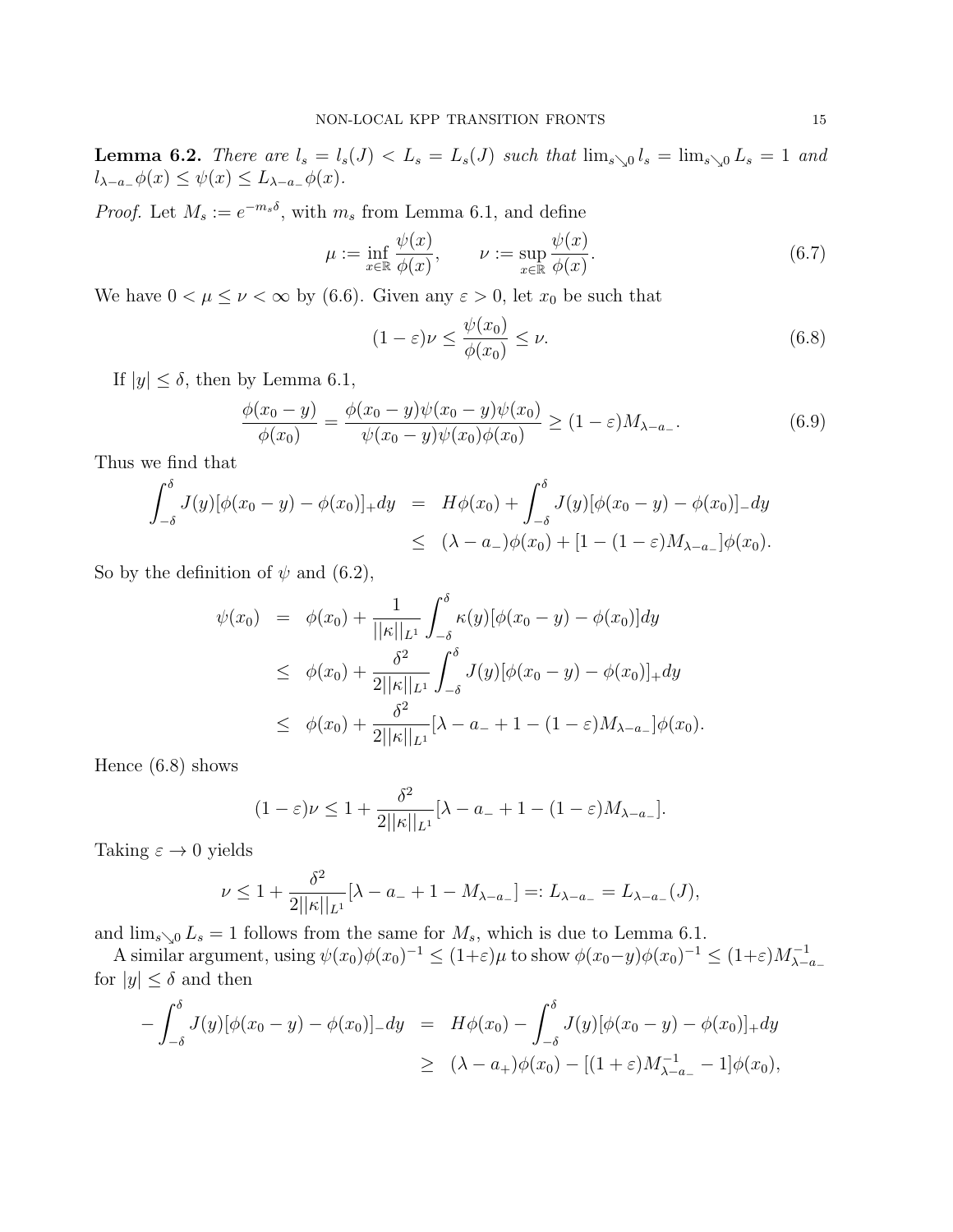**Lemma 6.2.** *There are $l_s = l_s(J) < L_s = L_s(J)$ such that $\lim_{s\searrow 0} l_s = \lim_{s\searrow 0} L_s = 1$ and $l_{\lambda-a_-}\phi(x) \le \psi(x) \le L_{\lambda-a_-}\phi(x)$.*

*Proof.* Let $M_s := e^{-m_s\delta}$, with $m_s$ from Lemma 6.1, and define

$$\mu := \inf_{x\in\mathbb{R}} \frac{\psi(x)}{\phi(x)}, \qquad \nu := \sup_{x\in\mathbb{R}} \frac{\psi(x)}{\phi(x)}. \tag{6.7}$$

We have $0 < \mu \le \nu < \infty$ by (6.6). Given any $\varepsilon > 0$, let $x_0$ be such that

$$(1-\varepsilon)\nu \le \frac{\psi(x_0)}{\phi(x_0)} \le \nu. \tag{6.8}$$

If $|y| \le \delta$, then by Lemma 6.1,

$$\frac{\phi(x_0-y)}{\phi(x_0)} = \frac{\phi(x_0-y)\psi(x_0-y)\psi(x_0)}{\psi(x_0-y)\psi(x_0)\phi(x_0)} \ge (1-\varepsilon)M_{\lambda-a_-}. \tag{6.9}$$

Thus we find that

$$\begin{aligned}
\int_{-\delta}^{\delta} J(y)[\phi(x_0-y)-\phi(x_0)]_+dy &= H\phi(x_0) + \int_{-\delta}^{\delta} J(y)[\phi(x_0-y)-\phi(x_0)]_-dy \\
&\le (\lambda-a_-)\phi(x_0) + [1-(1-\varepsilon)M_{\lambda-a_-}]\phi(x_0).
\end{aligned}$$

So by the definition of $\psi$ and (6.2),

$$\begin{aligned}
\psi(x_0) &= \phi(x_0) + \frac{1}{||\kappa||_{L^1}}\int_{-\delta}^{\delta}\kappa(y)[\phi(x_0-y)-\phi(x_0)]dy \\
&\le \phi(x_0) + \frac{\delta^2}{2||\kappa||_{L^1}}\int_{-\delta}^{\delta} J(y)[\phi(x_0-y)-\phi(x_0)]_+dy \\
&\le \phi(x_0) + \frac{\delta^2}{2||\kappa||_{L^1}}[\lambda-a_-+1-(1-\varepsilon)M_{\lambda-a_-}]\phi(x_0).
\end{aligned}$$

Hence (6.8) shows

$$(1-\varepsilon)\nu \le 1 + \frac{\delta^2}{2||\kappa||_{L^1}}[\lambda-a_-+1-(1-\varepsilon)M_{\lambda-a_-}].$$

Taking $\varepsilon \to 0$ yields

$$\nu \le 1 + \frac{\delta^2}{2||\kappa||_{L^1}}[\lambda-a_-+1-M_{\lambda-a_-}] =: L_{\lambda-a_-} = L_{\lambda-a_-}(J),$$

and $\lim_{s\searrow 0} L_s = 1$ follows from the same for $M_s$, which is due to Lemma 6.1.

A similar argument, using $\psi(x_0)\phi(x_0)^{-1} \le (1+\varepsilon)\mu$ to show $\phi(x_0-y)\phi(x_0)^{-1} \le (1+\varepsilon)M_{\lambda-a_-}^{-1}$ for $|y| \le \delta$ and then

$$\begin{aligned}
-\int_{-\delta}^{\delta} J(y)[\phi(x_0-y)-\phi(x_0)]_-dy &= H\phi(x_0) - \int_{-\delta}^{\delta} J(y)[\phi(x_0-y)-\phi(x_0)]_+dy \\
&\ge (\lambda-a_+)\phi(x_0) - [(1+\varepsilon)M_{\lambda-a_-}^{-1}-1]\phi(x_0),
\end{aligned}$$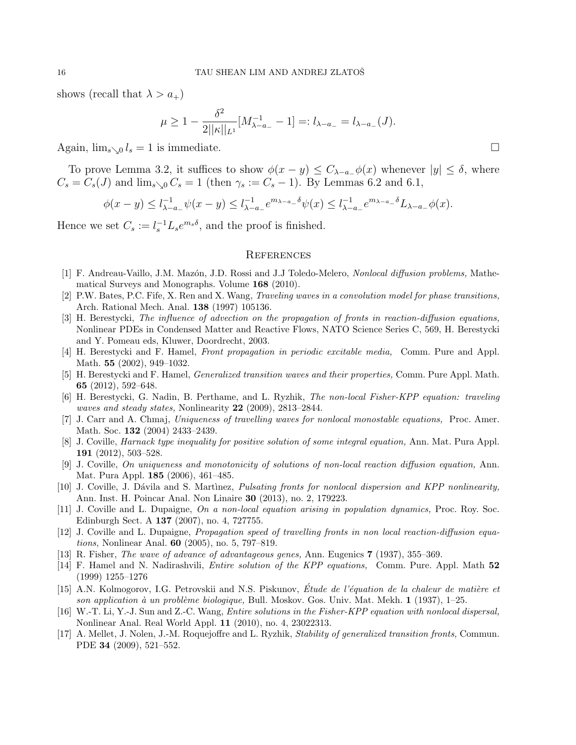shows (recall that $\lambda > a_+$)

$$\mu \geq 1 - \frac{\delta^2}{2||\kappa||_{L^1}}[M_{\lambda - a_-}^{-1} - 1] =: l_{\lambda - a_-} = l_{\lambda - a_-}(J).$$

Again, $\lim_{s \searrow 0} l_s = 1$ is immediate. ☐

To prove Lemma 3.2, it suffices to show $\phi(x-y) \leq C_{\lambda - a_-}\phi(x)$ whenever $|y| \leq \delta$, where $C_s = C_s(J)$ and $\lim_{s \searrow 0} C_s = 1$ (then $\gamma_s := C_s - 1$). By Lemmas 6.2 and 6.1,

$$\phi(x-y) \leq l_{\lambda - a_-}^{-1}\psi(x-y) \leq l_{\lambda - a_-}^{-1} e^{m_{\lambda - a_-}\delta}\psi(x) \leq l_{\lambda - a_-}^{-1} e^{m_{\lambda - a_-}\delta} L_{\lambda - a_-}\phi(x).$$

Hence we set $C_s := l_s^{-1} L_s e^{m_s \delta}$, and the proof is finished.

## References

[1] F. Andreau-Vaillo, J.M. Mazón, J.D. Rossi and J.J Toledo-Melero, *Nonlocal diffusion problems,* Mathematical Surveys and Monographs. Volume **168** (2010).

[2] P.W. Bates, P.C. Fife, X. Ren and X. Wang, *Traveling waves in a convolution model for phase transitions,* Arch. Rational Mech. Anal. **138** (1997) 105136.

[3] H. Berestycki, *The influence of advection on the propagation of fronts in reaction-diffusion equations,* Nonlinear PDEs in Condensed Matter and Reactive Flows, NATO Science Series C, 569, H. Berestycki and Y. Pomeau eds, Kluwer, Doordrecht, 2003.

[4] H. Berestycki and F. Hamel, *Front propagation in periodic excitable media,* Comm. Pure and Appl. Math. **55** (2002), 949–1032.

[5] H. Berestycki and F. Hamel, *Generalized transition waves and their properties,* Comm. Pure Appl. Math. **65** (2012), 592–648.

[6] H. Berestycki, G. Nadin, B. Perthame, and L. Ryzhik, *The non-local Fisher-KPP equation: traveling waves and steady states,* Nonlinearity **22** (2009), 2813–2844.

[7] J. Carr and A. Chmaj, *Uniqueness of travelling waves for nonlocal monostable equations,* Proc. Amer. Math. Soc. **132** (2004) 2433–2439.

[8] J. Coville, *Harnack type inequality for positive solution of some integral equation,* Ann. Mat. Pura Appl. **191** (2012), 503–528.

[9] J. Coville, *On uniqueness and monotonicity of solutions of non-local reaction diffusion equation,* Ann. Mat. Pura Appl. **185** (2006), 461–485.

[10] J. Coville, J. Dávila and S. Martìnez, *Pulsating fronts for nonlocal dispersion and KPP nonlinearity,* Ann. Inst. H. Poincar Anal. Non Linaire **30** (2013), no. 2, 179223.

[11] J. Coville and L. Dupaigne, *On a non-local equation arising in population dynamics,* Proc. Roy. Soc. Edinburgh Sect. A **137** (2007), no. 4, 727755.

[12] J. Coville and L. Dupaigne, *Propagation speed of travelling fronts in non local reaction-diffusion equations,* Nonlinear Anal. **60** (2005), no. 5, 797–819.

[13] R. Fisher, *The wave of advance of advantageous genes,* Ann. Eugenics **7** (1937), 355–369.

[14] F. Hamel and N. Nadirashvili, *Entire solution of the KPP equations,* Comm. Pure. Appl. Math **52** (1999) 1255–1276

[15] A.N. Kolmogorov, I.G. Petrovskii and N.S. Piskunov, *Étude de l'équation de la chaleur de matière et son application à un problème biologique,* Bull. Moskov. Gos. Univ. Mat. Mekh. **1** (1937), 1–25.

[16] W.-T. Li, Y.-J. Sun and Z.-C. Wang, *Entire solutions in the Fisher-KPP equation with nonlocal dispersal,* Nonlinear Anal. Real World Appl. **11** (2010), no. 4, 23022313.

[17] A. Mellet, J. Nolen, J.-M. Roquejoffre and L. Ryzhik, *Stability of generalized transition fronts,* Commun. PDE **34** (2009), 521–552.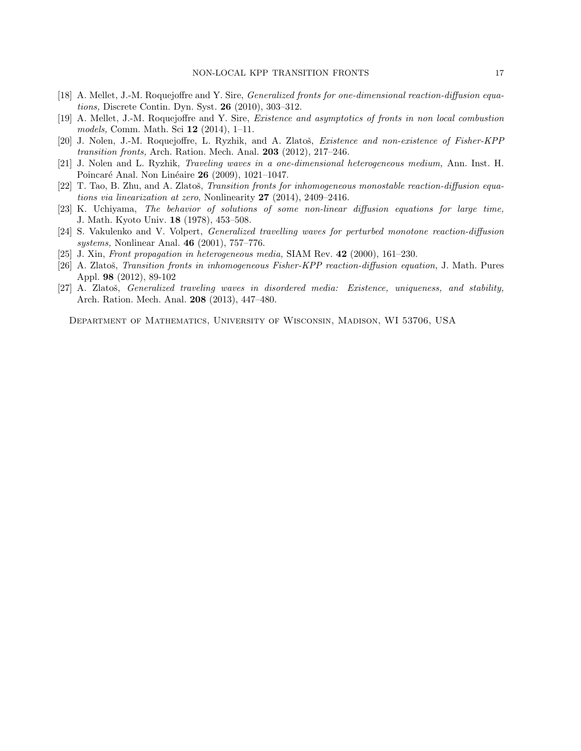[18] A. Mellet, J.-M. Roquejoffre and Y. Sire, *Generalized fronts for one-dimensional reaction-diffusion equations,* Discrete Contin. Dyn. Syst. **26** (2010), 303–312.

[19] A. Mellet, J.-M. Roquejoffre and Y. Sire, *Existence and asymptotics of fronts in non local combustion models,* Comm. Math. Sci **12** (2014), 1–11.

[20] J. Nolen, J.-M. Roquejoffre, L. Ryzhik, and A. Zlatoš, *Existence and non-existence of Fisher-KPP transition fronts,* Arch. Ration. Mech. Anal. **203** (2012), 217–246.

[21] J. Nolen and L. Ryzhik, *Traveling waves in a one-dimensional heterogeneous medium,* Ann. Inst. H. Poincaré Anal. Non Linéaire **26** (2009), 1021–1047.

[22] T. Tao, B. Zhu, and A. Zlatoš, *Transition fronts for inhomogeneous monostable reaction-diffusion equations via linearization at zero*, Nonlinearity **27** (2014), 2409–2416.

[23] K. Uchiyama, *The behavior of solutions of some non-linear diffusion equations for large time,* J. Math. Kyoto Univ. **18** (1978), 453–508.

[24] S. Vakulenko and V. Volpert, *Generalized travelling waves for perturbed monotone reaction-diffusion systems,* Nonlinear Anal. **46** (2001), 757–776.

[25] J. Xin, *Front propagation in heterogeneous media,* SIAM Rev. **42** (2000), 161–230.

[26] A. Zlatoš, *Transition fronts in inhomogeneous Fisher-KPP reaction-diffusion equation,* J. Math. Pures Appl. **98** (2012), 89-102

[27] A. Zlatoš, *Generalized traveling waves in disordered media: Existence, uniqueness, and stability,* Arch. Ration. Mech. Anal. **208** (2013), 447–480.

Department of Mathematics, University of Wisconsin, Madison, WI 53706, USA